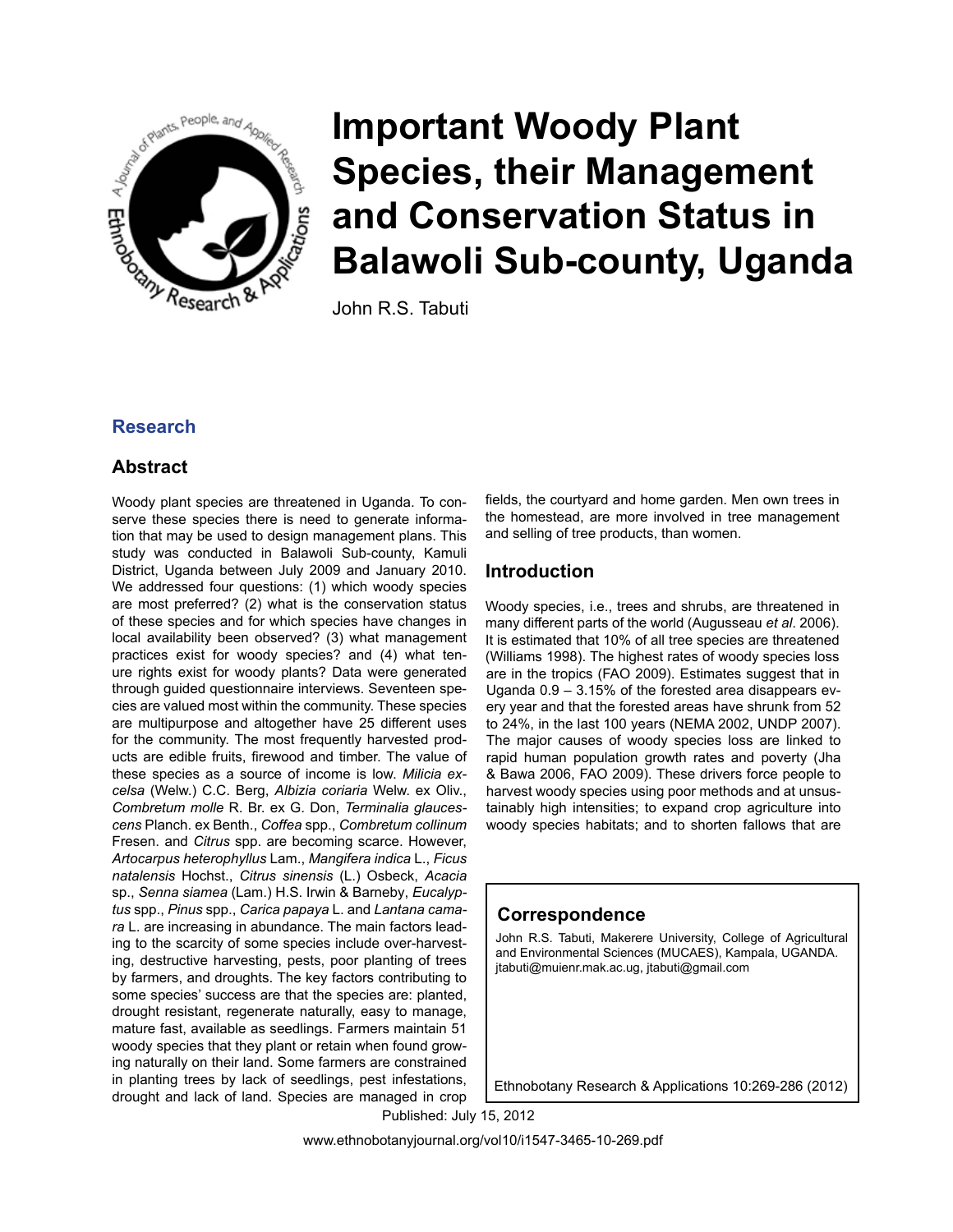# Important Woody Plant Species, their Management and Conservation Status in Balawoli Sub-county, Uganda

John R.S. Tabuti

## Research

### Abstract

Woody plant species are threatened in Uganda. To conserve these species there is need to generate information that may be used to design management plans. This study was conducted in Balawoli Sub-county, Kamuli District, Uganda between July 2009 and January 2010. We addressed four questions: (1) which woody species are most preferred? (2) what is the conservation status of these species and for which species have changes in local availability been observed? (3) what management practices exist for woody species? and (4) what tenure rights exist for woody plants? Data were generated through guided questionnaire interviews. Seventeen species are valued most within the community. These species are multipurpose and altogether have 25 different uses for the community. The most frequently harvested products are edible fruits, firewood and timber. The value of these species as a source of income is low. *Milicia excelsa* (Welw.) C.C. Berg, *Albizia coriaria* Welw. ex Oliv., *Combretum molle* R. Br. ex G. Don, *Terminalia glaucescens* Planch. ex Benth., *Coffea* spp., *Combretum collinum* Fresen. and *Citrus* spp. are becoming scarce. However, *Artocarpus heterophyllus* Lam., *Mangifera indica* L., *Ficus natalensis* Hochst., *Citrus sinensis* (L.) Osbeck, *Acacia* sp., *Senna siamea* (Lam.) H.S. Irwin & Barneby, *Eucalyptus* spp., *Pinus* spp., *Carica papaya* L. and *Lantana camara* L. are increasing in abundance. The main factors leading to the scarcity of some species include over-harvesting, destructive harvesting, pests, poor planting of trees by farmers, and droughts. The key factors contributing to some species' success are that the species are: planted, drought resistant, regenerate naturally, easy to manage, mature fast, available as seedlings. Farmers maintain 51 woody species that they plant or retain when found growing naturally on their land. Some farmers are constrained in planting trees by lack of seedlings, pest infestations, drought and lack of land. Species are managed in crop fields, the courtyard and home garden. Men own trees in the homestead, are more involved in tree management and selling of tree products, than women.

### Introduction

Woody species, i.e., trees and shrubs, are threatened in many different parts of the world (Augusseau *et al*. 2006). It is estimated that 10% of all tree species are threatened (Williams 1998). The highest rates of woody species loss are in the tropics (FAO 2009). Estimates suggest that in Uganda 0.9 – 3.15% of the forested area disappears every year and that the forested areas have shrunk from 52 to 24%, in the last 100 years (NEMA 2002, UNDP 2007). The major causes of woody species loss are linked to rapid human population growth rates and poverty (Jha & Bawa 2006, FAO 2009). These drivers force people to harvest woody species using poor methods and at unsustainably high intensities; to expand crop agriculture into woody species habitats; and to shorten fallows that are

## Correspondence

John R.S. Tabuti, Makerere University, College of Agricultural and Environmental Sciences (MUCAES), Kampala, UGANDA. jtabuti@muienr.mak.ac.ug, jtabuti@gmail.com

Ethnobotany Research & Applications 10:269-286 (2012)

Published: July 15, 2012

www.ethnobotanyjournal.org/vol10/i1547-3465-10-269.pdf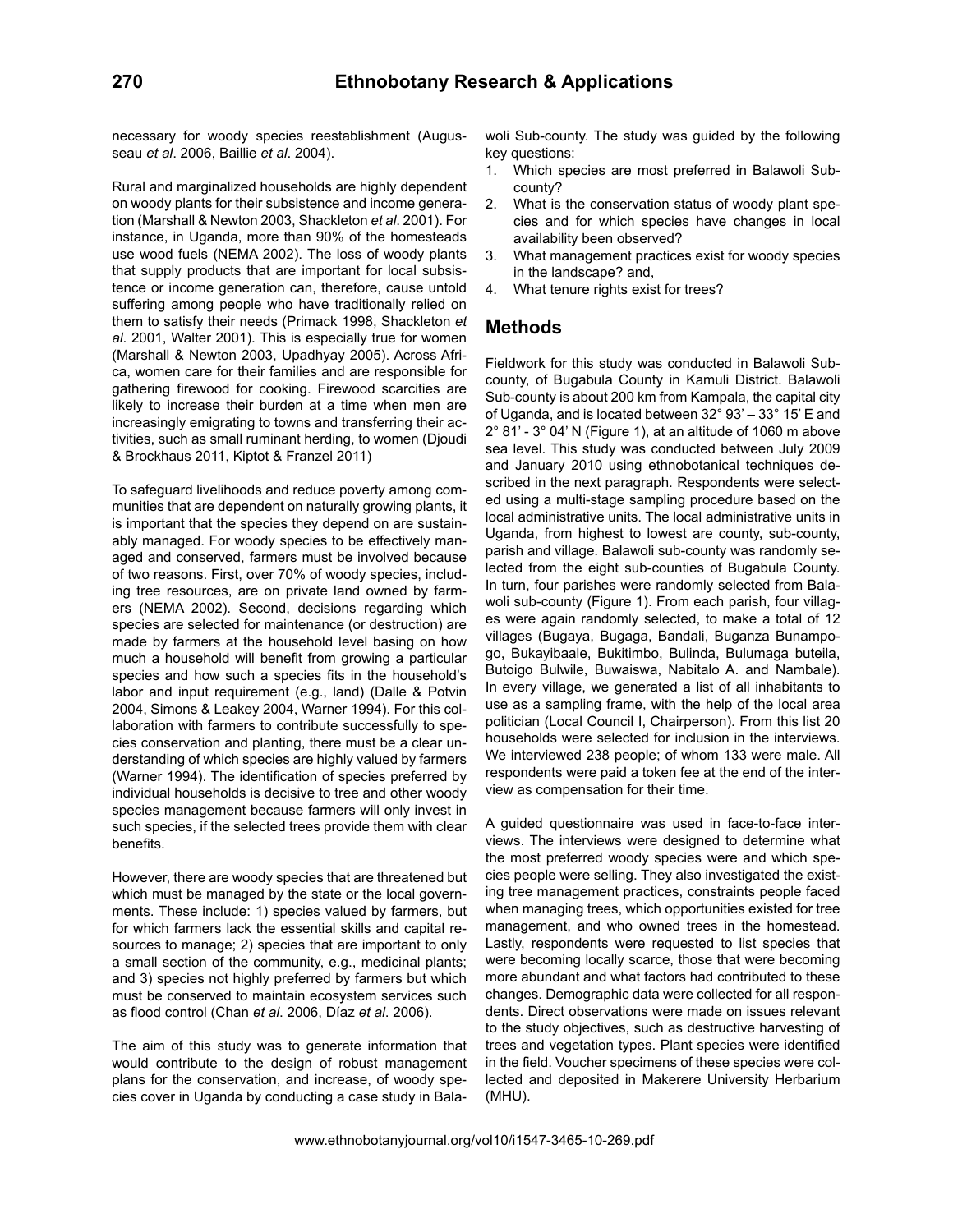necessary for woody species reestablishment (Augusseau *et al*. 2006, Baillie *et al*. 2004).

Rural and marginalized households are highly dependent on woody plants for their subsistence and income generation (Marshall & Newton 2003, Shackleton *et al*. 2001). For instance, in Uganda, more than 90% of the homesteads use wood fuels (NEMA 2002). The loss of woody plants that supply products that are important for local subsistence or income generation can, therefore, cause untold suffering among people who have traditionally relied on them to satisfy their needs (Primack 1998, Shackleton *et al*. 2001, Walter 2001). This is especially true for women (Marshall & Newton 2003, Upadhyay 2005). Across Africa, women care for their families and are responsible for gathering firewood for cooking. Firewood scarcities are likely to increase their burden at a time when men are increasingly emigrating to towns and transferring their activities, such as small ruminant herding, to women (Djoudi & Brockhaus 2011, Kiptot & Franzel 2011)

To safeguard livelihoods and reduce poverty among communities that are dependent on naturally growing plants, it is important that the species they depend on are sustainably managed. For woody species to be effectively managed and conserved, farmers must be involved because of two reasons. First, over 70% of woody species, including tree resources, are on private land owned by farmers (NEMA 2002). Second, decisions regarding which species are selected for maintenance (or destruction) are made by farmers at the household level basing on how much a household will benefit from growing a particular species and how such a species fits in the household's labor and input requirement (e.g., land) (Dalle & Potvin 2004, Simons & Leakey 2004, Warner 1994). For this collaboration with farmers to contribute successfully to species conservation and planting, there must be a clear understanding of which species are highly valued by farmers (Warner 1994). The identification of species preferred by individual households is decisive to tree and other woody species management because farmers will only invest in such species, if the selected trees provide them with clear benefits.

However, there are woody species that are threatened but which must be managed by the state or the local governments. These include: 1) species valued by farmers, but for which farmers lack the essential skills and capital resources to manage; 2) species that are important to only a small section of the community, e.g., medicinal plants; and 3) species not highly preferred by farmers but which must be conserved to maintain ecosystem services such as flood control (Chan *et al*. 2006, Díaz *et al*. 2006).

The aim of this study was to generate information that would contribute to the design of robust management plans for the conservation, and increase, of woody species cover in Uganda by conducting a case study in Balawoli Sub-county. The study was guided by the following key questions:

1. Which species are most preferred in Balawoli Sub-county?
2. What is the conservation status of woody plant species and for which species have changes in local availability been observed?
3. What management practices exist for woody species in the landscape? and,
4. What tenure rights exist for trees?

## Methods

Fieldwork for this study was conducted in Balawoli Sub-county, of Bugabula County in Kamuli District. Balawoli Sub-county is about 200 km from Kampala, the capital city of Uganda, and is located between 32° 93' – 33° 15' E and 2° 81' - 3° 04' N (Figure 1), at an altitude of 1060 m above sea level. This study was conducted between July 2009 and January 2010 using ethnobotanical techniques described in the next paragraph. Respondents were selected using a multi-stage sampling procedure based on the local administrative units. The local administrative units in Uganda, from highest to lowest are county, sub-county, parish and village. Balawoli sub-county was randomly selected from the eight sub-counties of Bugabula County. In turn, four parishes were randomly selected from Balawoli sub-county (Figure 1). From each parish, four villages were again randomly selected, to make a total of 12 villages (Bugaya, Bugaga, Bandali, Buganza Bunampogo, Bukayibaale, Bukitimbo, Bulinda, Bulumaga buteila, Butoigo Bulwile, Buwaiswa, Nabitalo A. and Nambale). In every village, we generated a list of all inhabitants to use as a sampling frame, with the help of the local area politician (Local Council I, Chairperson). From this list 20 households were selected for inclusion in the interviews. We interviewed 238 people; of whom 133 were male. All respondents were paid a token fee at the end of the interview as compensation for their time.

A guided questionnaire was used in face-to-face interviews. The interviews were designed to determine what the most preferred woody species were and which species people were selling. They also investigated the existing tree management practices, constraints people faced when managing trees, which opportunities existed for tree management, and who owned trees in the homestead. Lastly, respondents were requested to list species that were becoming locally scarce, those that were becoming more abundant and what factors had contributed to these changes. Demographic data were collected for all respondents. Direct observations were made on issues relevant to the study objectives, such as destructive harvesting of trees and vegetation types. Plant species were identified in the field. Voucher specimens of these species were collected and deposited in Makerere University Herbarium (MHU).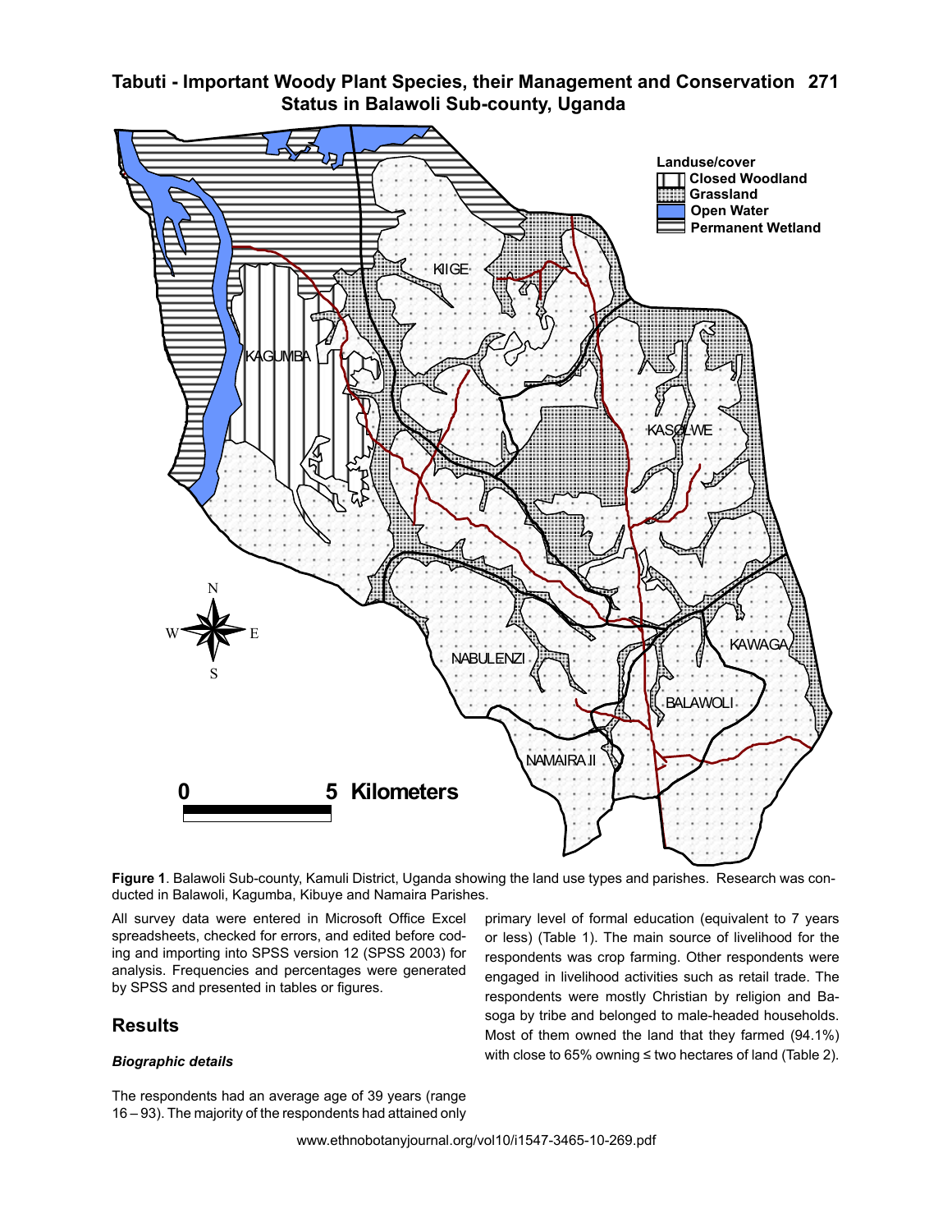Landuse/cover

Closed Woodland

Grassland

Open Water

Permanent Wetland

KIIGE

KAGUMBA

KASOLWE

KAWAGA

NABULENZI

BALAWOLI

NAMAIRA II

N

W

E

S

0

5 Kilometers

**Figure 1**. Balawoli Sub-county, Kamuli District, Uganda showing the land use types and parishes. Research was conducted in Balawoli, Kagumba, Kibuye and Namaira Parishes.

All survey data were entered in Microsoft Office Excel spreadsheets, checked for errors, and edited before coding and importing into SPSS version 12 (SPSS 2003) for analysis. Frequencies and percentages were generated by SPSS and presented in tables or figures.

## Results

### *Biographic details*

The respondents had an average age of 39 years (range 16 – 93). The majority of the respondents had attained only primary level of formal education (equivalent to 7 years or less) (Table 1). The main source of livelihood for the respondents was crop farming. Other respondents were engaged in livelihood activities such as retail trade. The respondents were mostly Christian by religion and Basoga by tribe and belonged to male-headed households. Most of them owned the land that they farmed (94.1%) with close to 65% owning ≤ two hectares of land (Table 2).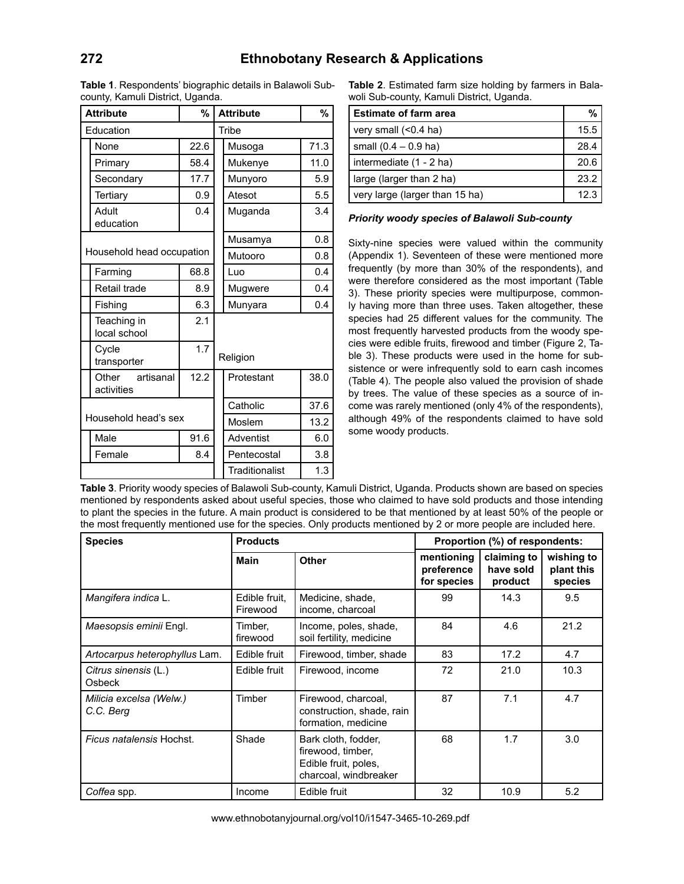**Table 1**. Respondents' biographic details in Balawoli Sub-county, Kamuli District, Uganda.

| Attribute | % | Attribute | % |
|---|---|---|---|
| Education | | Tribe | |
| None | 22.6 | Musoga | 71.3 |
| Primary | 58.4 | Mukenye | 11.0 |
| Secondary | 17.7 | Munyoro | 5.9 |
| Tertiary | 0.9 | Atesot | 5.5 |
| Adult education | 0.4 | Muganda | 3.4 |
| Household head occupation | | Musamya | 0.8 |
| | | Mutooro | 0.8 |
| Farming | 68.8 | Luo | 0.4 |
| Retail trade | 8.9 | Mugwere | 0.4 |
| Fishing | 6.3 | Munyara | 0.4 |
| Teaching in local school | 2.1 | | |
| Cycle transporter | 1.7 | Religion | |
| Other artisanal activities | 12.2 | Protestant | 38.0 |
| Household head's sex | | Catholic | 37.6 |
| | | Moslem | 13.2 |
| Male | 91.6 | Adventist | 6.0 |
| Female | 8.4 | Pentecostal | 3.8 |
| | | Traditionalist | 1.3 |

**Table 2**. Estimated farm size holding by farmers in Balawoli Sub-county, Kamuli District, Uganda.

| Estimate of farm area | % |
|---|---|
| very small (<0.4 ha) | 15.5 |
| small (0.4 – 0.9 ha) | 28.4 |
| intermediate (1 - 2 ha) | 20.6 |
| large (larger than 2 ha) | 23.2 |
| very large (larger than 15 ha) | 12.3 |

***Priority woody species of Balawoli Sub-county***

Sixty-nine species were valued within the community (Appendix 1). Seventeen of these were mentioned more frequently (by more than 30% of the respondents), and were therefore considered as the most important (Table 3). These priority species were multipurpose, commonly having more than three uses. Taken altogether, these species had 25 different values for the community. The most frequently harvested products from the woody species were edible fruits, firewood and timber (Figure 2, Table 3). These products were used in the home for subsistence or were infrequently sold to earn cash incomes (Table 4). The people also valued the provision of shade by trees. The value of these species as a source of income was rarely mentioned (only 4% of the respondents), although 49% of the respondents claimed to have sold some woody products.

**Table 3**. Priority woody species of Balawoli Sub-county, Kamuli District, Uganda. Products shown are based on species mentioned by respondents asked about useful species, those who claimed to have sold products and those intending to plant the species in the future. A main product is considered to be that mentioned by at least 50% of the people or the most frequently mentioned use for the species. Only products mentioned by 2 or more people are included here.

| Species | Products | | Proportion (%) of respondents: | | |
|---|---|---|---|---|---|
| | Main | Other | mentioning preference for species | claiming to have sold product | wishing to plant this species |
| *Mangifera indica* L. | Edible fruit, Firewood | Medicine, shade, income, charcoal | 99 | 14.3 | 9.5 |
| *Maesopsis eminii* Engl. | Timber, firewood | Income, poles, shade, soil fertility, medicine | 84 | 4.6 | 21.2 |
| *Artocarpus heterophyllus* Lam. | Edible fruit | Firewood, timber, shade | 83 | 17.2 | 4.7 |
| *Citrus sinensis* (L.) Osbeck | Edible fruit | Firewood, income | 72 | 21.0 | 10.3 |
| *Milicia excelsa (Welw.) C.C. Berg* | Timber | Firewood, charcoal, construction, shade, rain formation, medicine | 87 | 7.1 | 4.7 |
| *Ficus natalensis* Hochst. | Shade | Bark cloth, fodder, firewood, timber, Edible fruit, poles, charcoal, windbreaker | 68 | 1.7 | 3.0 |
| *Coffea* spp. | Income | Edible fruit | 32 | 10.9 | 5.2 |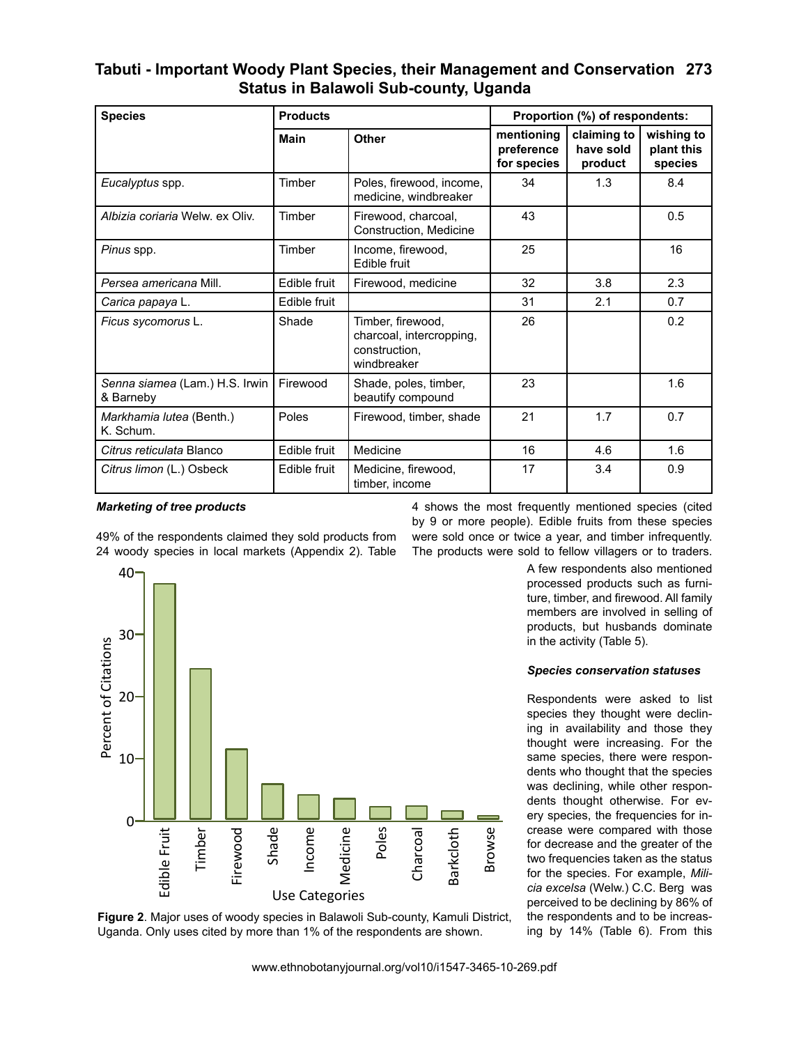| Species | Products | | Proportion (%) of respondents: | | |
|---|---|---|---|---|---|
| | Main | Other | mentioning preference for species | claiming to have sold product | wishing to plant this species |
| *Eucalyptus* spp. | Timber | Poles, firewood, income, medicine, windbreaker | 34 | 1.3 | 8.4 |
| *Albizia coriaria* Welw. ex Oliv. | Timber | Firewood, charcoal, Construction, Medicine | 43 | | 0.5 |
| *Pinus* spp. | Timber | Income, firewood, Edible fruit | 25 | | 16 |
| *Persea americana* Mill. | Edible fruit | Firewood, medicine | 32 | 3.8 | 2.3 |
| *Carica papaya* L. | Edible fruit | | 31 | 2.1 | 0.7 |
| *Ficus sycomorus* L. | Shade | Timber, firewood, charcoal, intercropping, construction, windbreaker | 26 | | 0.2 |
| *Senna siamea* (Lam.) H.S. Irwin & Barneby | Firewood | Shade, poles, timber, beautify compound | 23 | | 1.6 |
| *Markhamia lutea* (Benth.) K. Schum. | Poles | Firewood, timber, shade | 21 | 1.7 | 0.7 |
| *Citrus reticulata* Blanco | Edible fruit | Medicine | 16 | 4.6 | 1.6 |
| *Citrus limon* (L.) Osbeck | Edible fruit | Medicine, firewood, timber, income | 17 | 3.4 | 0.9 |

***Marketing of tree products***

49% of the respondents claimed they sold products from 24 woody species in local markets (Appendix 2). Table 4 shows the most frequently mentioned species (cited by 9 or more people). Edible fruits from these species were sold once or twice a year, and timber infrequently. The products were sold to fellow villagers or to traders. A few respondents also mentioned processed products such as furniture, timber, and firewood. All family members are involved in selling of products, but husbands dominate in the activity (Table 5).

**Figure 2**. Major uses of woody species in Balawoli Sub-county, Kamuli District, Uganda. Only uses cited by more than 1% of the respondents are shown.

***Species conservation statuses***

Respondents were asked to list species they thought were declining in availability and those they thought were increasing. For the same species, there were respondents who thought that the species was declining, while other respondents thought otherwise. For every species, the frequencies for increase were compared with those for decrease and the greater of the two frequencies taken as the status for the species. For example, *Milicia excelsa* (Welw.) C.C. Berg was perceived to be declining by 86% of the respondents and to be increasing by 14% (Table 6). From this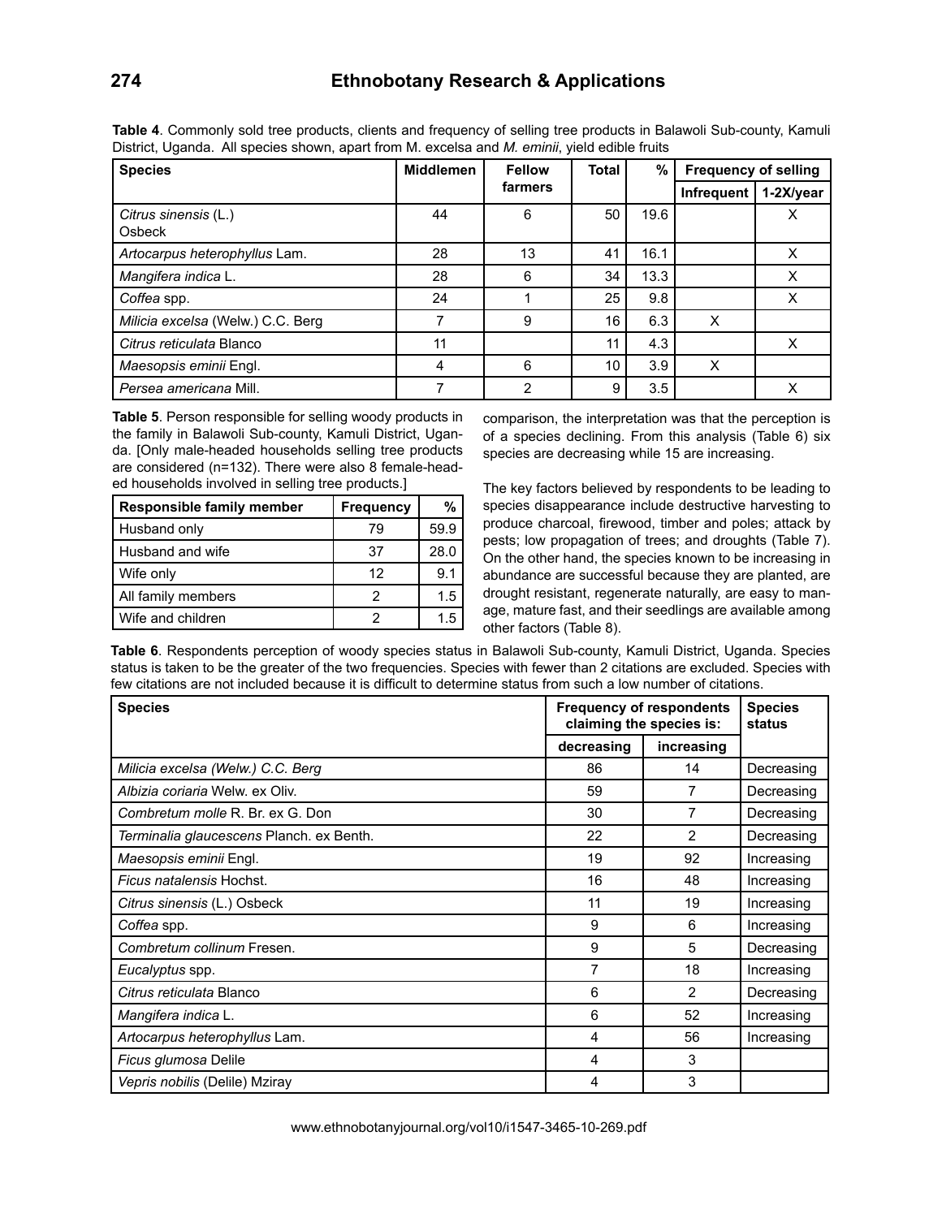**Table 4**. Commonly sold tree products, clients and frequency of selling tree products in Balawoli Sub-county, Kamuli District, Uganda. All species shown, apart from M. excelsa and *M. eminii*, yield edible fruits

| Species | Middlemen | Fellow farmers | Total | % | Frequency of selling | |
|---|---|---|---|---|---|---|
| | | | | | Infrequent | 1-2X/year |
| *Citrus sinensis* (L.) Osbeck | 44 | 6 | 50 | 19.6 | | X |
| *Artocarpus heterophyllus* Lam. | 28 | 13 | 41 | 16.1 | | X |
| *Mangifera indica* L. | 28 | 6 | 34 | 13.3 | | X |
| *Coffea* spp. | 24 | 1 | 25 | 9.8 | | X |
| *Milicia excelsa* (Welw.) C.C. Berg | 7 | 9 | 16 | 6.3 | X | |
| *Citrus reticulata* Blanco | 11 | | 11 | 4.3 | | X |
| *Maesopsis eminii* Engl. | 4 | 6 | 10 | 3.9 | X | |
| *Persea americana* Mill. | 7 | 2 | 9 | 3.5 | | X |

**Table 5**. Person responsible for selling woody products in the family in Balawoli Sub-county, Kamuli District, Uganda. [Only male-headed households selling tree products are considered (n=132). There were also 8 female-headed households involved in selling tree products.]

| Responsible family member | Frequency | % |
|---|---|---|
| Husband only | 79 | 59.9 |
| Husband and wife | 37 | 28.0 |
| Wife only | 12 | 9.1 |
| All family members | 2 | 1.5 |
| Wife and children | 2 | 1.5 |

comparison, the interpretation was that the perception is of a species declining. From this analysis (Table 6) six species are decreasing while 15 are increasing.

The key factors believed by respondents to be leading to species disappearance include destructive harvesting to produce charcoal, firewood, timber and poles; attack by pests; low propagation of trees; and droughts (Table 7). On the other hand, the species known to be increasing in abundance are successful because they are planted, are drought resistant, regenerate naturally, are easy to manage, mature fast, and their seedlings are available among other factors (Table 8).

**Table 6**. Respondents perception of woody species status in Balawoli Sub-county, Kamuli District, Uganda. Species status is taken to be the greater of the two frequencies. Species with fewer than 2 citations are excluded. Species with few citations are not included because it is difficult to determine status from such a low number of citations.

| Species | Frequency of respondents claiming the species is: | | Species status |
|---|---|---|---|
| | decreasing | increasing | |
| *Milicia excelsa (Welw.) C.C. Berg* | 86 | 14 | Decreasing |
| *Albizia coriaria* Welw. ex Oliv. | 59 | 7 | Decreasing |
| *Combretum molle* R. Br. ex G. Don | 30 | 7 | Decreasing |
| *Terminalia glaucescens* Planch. ex Benth. | 22 | 2 | Decreasing |
| *Maesopsis eminii* Engl. | 19 | 92 | Increasing |
| *Ficus natalensis* Hochst. | 16 | 48 | Increasing |
| *Citrus sinensis* (L.) Osbeck | 11 | 19 | Increasing |
| *Coffea* spp. | 9 | 6 | Increasing |
| *Combretum collinum* Fresen. | 9 | 5 | Decreasing |
| *Eucalyptus* spp. | 7 | 18 | Increasing |
| *Citrus reticulata* Blanco | 6 | 2 | Decreasing |
| *Mangifera indica* L. | 6 | 52 | Increasing |
| *Artocarpus heterophyllus* Lam. | 4 | 56 | Increasing |
| *Ficus glumosa* Delile | 4 | 3 | |
| *Vepris nobilis* (Delile) Mziray | 4 | 3 | |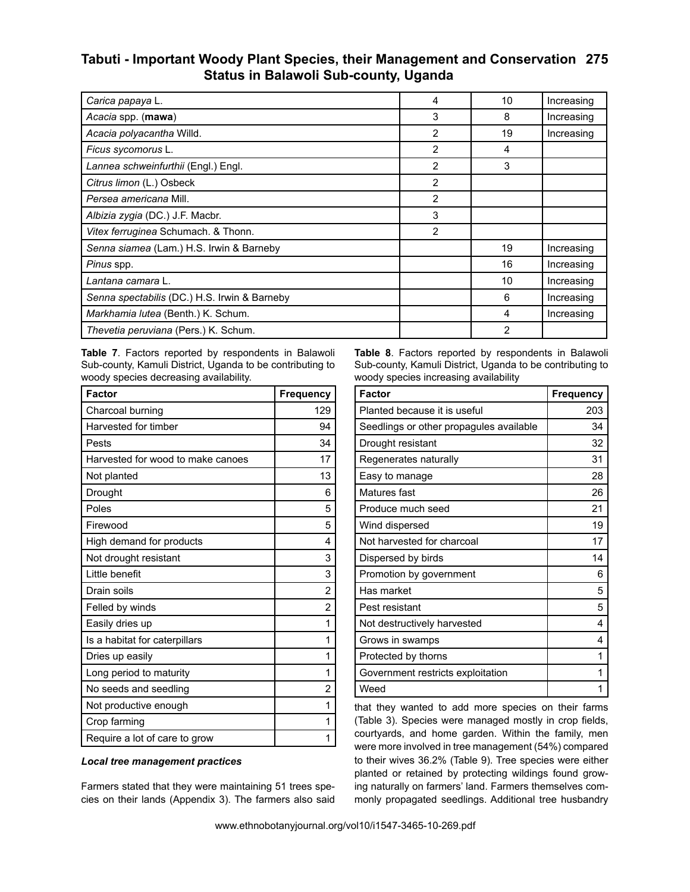| | | | |
|---|---|---|---|
| *Carica papaya* L. | 4 | 10 | Increasing |
| *Acacia* spp. (**mawa**) | 3 | 8 | Increasing |
| *Acacia polyacantha* Willd. | 2 | 19 | Increasing |
| *Ficus sycomorus* L. | 2 | 4 | |
| *Lannea schweinfurthii* (Engl.) Engl. | 2 | 3 | |
| *Citrus limon* (L.) Osbeck | 2 | | |
| *Persea americana* Mill. | 2 | | |
| *Albizia zygia* (DC.) J.F. Macbr. | 3 | | |
| *Vitex ferruginea* Schumach. & Thonn. | 2 | | |
| *Senna siamea* (Lam.) H.S. Irwin & Barneby | | 19 | Increasing |
| *Pinus* spp. | | 16 | Increasing |
| *Lantana camara* L. | | 10 | Increasing |
| *Senna spectabilis* (DC.) H.S. Irwin & Barneby | | 6 | Increasing |
| *Markhamia lutea* (Benth.) K. Schum. | | 4 | Increasing |
| *Thevetia peruviana* (Pers.) K. Schum. | | 2 | |

**Table 7**. Factors reported by respondents in Balawoli Sub-county, Kamuli District, Uganda to be contributing to woody species decreasing availability.

| Factor | Frequency |
|---|---|
| Charcoal burning | 129 |
| Harvested for timber | 94 |
| Pests | 34 |
| Harvested for wood to make canoes | 17 |
| Not planted | 13 |
| Drought | 6 |
| Poles | 5 |
| Firewood | 5 |
| High demand for products | 4 |
| Not drought resistant | 3 |
| Little benefit | 3 |
| Drain soils | 2 |
| Felled by winds | 2 |
| Easily dries up | 1 |
| Is a habitat for caterpillars | 1 |
| Dries up easily | 1 |
| Long period to maturity | 1 |
| No seeds and seedling | 2 |
| Not productive enough | 1 |
| Crop farming | 1 |
| Require a lot of care to grow | 1 |

**Table 8**. Factors reported by respondents in Balawoli Sub-county, Kamuli District, Uganda to be contributing to woody species increasing availability

| Factor | Frequency |
|---|---|
| Planted because it is useful | 203 |
| Seedlings or other propagules available | 34 |
| Drought resistant | 32 |
| Regenerates naturally | 31 |
| Easy to manage | 28 |
| Matures fast | 26 |
| Produce much seed | 21 |
| Wind dispersed | 19 |
| Not harvested for charcoal | 17 |
| Dispersed by birds | 14 |
| Promotion by government | 6 |
| Has market | 5 |
| Pest resistant | 5 |
| Not destructively harvested | 4 |
| Grows in swamps | 4 |
| Protected by thorns | 1 |
| Government restricts exploitation | 1 |
| Weed | 1 |

***Local tree management practices***

Farmers stated that they were maintaining 51 trees species on their lands (Appendix 3). The farmers also said that they wanted to add more species on their farms (Table 3). Species were managed mostly in crop fields, courtyards, and home garden. Within the family, men were more involved in tree management (54%) compared to their wives 36.2% (Table 9). Tree species were either planted or retained by protecting wildings found growing naturally on farmers' land. Farmers themselves commonly propagated seedlings. Additional tree husbandry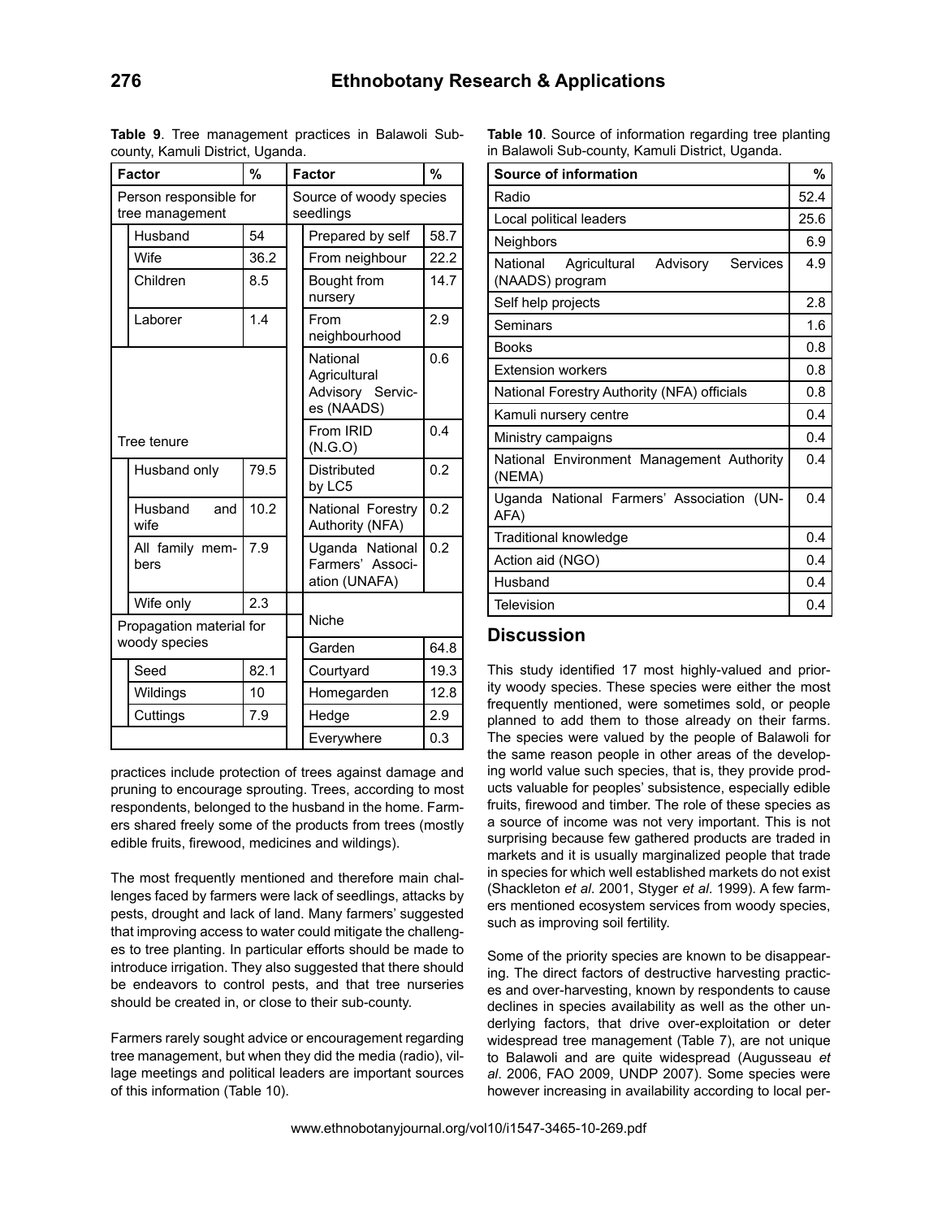**Table 9**. Tree management practices in Balawoli Sub-county, Kamuli District, Uganda.

| Factor | % | Factor | % |
|---|---|---|---|
| Person responsible for tree management | | Source of woody species seedlings | |
| Husband | 54 | Prepared by self | 58.7 |
| Wife | 36.2 | From neighbour | 22.2 |
| Children | 8.5 | Bought from nursery | 14.7 |
| Laborer | 1.4 | From neighbourhood | 2.9 |
| | | National Agricultural Advisory Services (NAADS) | 0.6 |
| Tree tenure | | From IRID (N.G.O) | 0.4 |
| Husband only | 79.5 | Distributed by LC5 | 0.2 |
| Husband and wife | 10.2 | National Forestry Authority (NFA) | 0.2 |
| All family members | 7.9 | Uganda National Farmers' Association (UNAFA) | 0.2 |
| Wife only | 2.3 | Niche | |
| Propagation material for woody species | | Garden | 64.8 |
| Seed | 82.1 | Courtyard | 19.3 |
| Wildings | 10 | Homegarden | 12.8 |
| Cuttings | 7.9 | Hedge | 2.9 |
| | | Everywhere | 0.3 |

practices include protection of trees against damage and pruning to encourage sprouting. Trees, according to most respondents, belonged to the husband in the home. Farmers shared freely some of the products from trees (mostly edible fruits, firewood, medicines and wildings).

The most frequently mentioned and therefore main challenges faced by farmers were lack of seedlings, attacks by pests, drought and lack of land. Many farmers' suggested that improving access to water could mitigate the challenges to tree planting. In particular efforts should be made to introduce irrigation. They also suggested that there should be endeavors to control pests, and that tree nurseries should be created in, or close to their sub-county.

Farmers rarely sought advice or encouragement regarding tree management, but when they did the media (radio), village meetings and political leaders are important sources of this information (Table 10).

**Table 10**. Source of information regarding tree planting in Balawoli Sub-county, Kamuli District, Uganda.

| Source of information | % |
|---|---|
| Radio | 52.4 |
| Local political leaders | 25.6 |
| Neighbors | 6.9 |
| National Agricultural Advisory Services (NAADS) program | 4.9 |
| Self help projects | 2.8 |
| Seminars | 1.6 |
| Books | 0.8 |
| Extension workers | 0.8 |
| National Forestry Authority (NFA) officials | 0.8 |
| Kamuli nursery centre | 0.4 |
| Ministry campaigns | 0.4 |
| National Environment Management Authority (NEMA) | 0.4 |
| Uganda National Farmers' Association (UNAFA) | 0.4 |
| Traditional knowledge | 0.4 |
| Action aid (NGO) | 0.4 |
| Husband | 0.4 |
| Television | 0.4 |

## Discussion

This study identified 17 most highly-valued and priority woody species. These species were either the most frequently mentioned, were sometimes sold, or people planned to add them to those already on their farms. The species were valued by the people of Balawoli for the same reason people in other areas of the developing world value such species, that is, they provide products valuable for peoples' subsistence, especially edible fruits, firewood and timber. The role of these species as a source of income was not very important. This is not surprising because few gathered products are traded in markets and it is usually marginalized people that trade in species for which well established markets do not exist (Shackleton *et al*. 2001, Styger *et al*. 1999). A few farmers mentioned ecosystem services from woody species, such as improving soil fertility.

Some of the priority species are known to be disappearing. The direct factors of destructive harvesting practices and over-harvesting, known by respondents to cause declines in species availability as well as the other underlying factors, that drive over-exploitation or deter widespread tree management (Table 7), are not unique to Balawoli and are quite widespread (Augusseau *et al*. 2006, FAO 2009, UNDP 2007). Some species were however increasing in availability according to local per-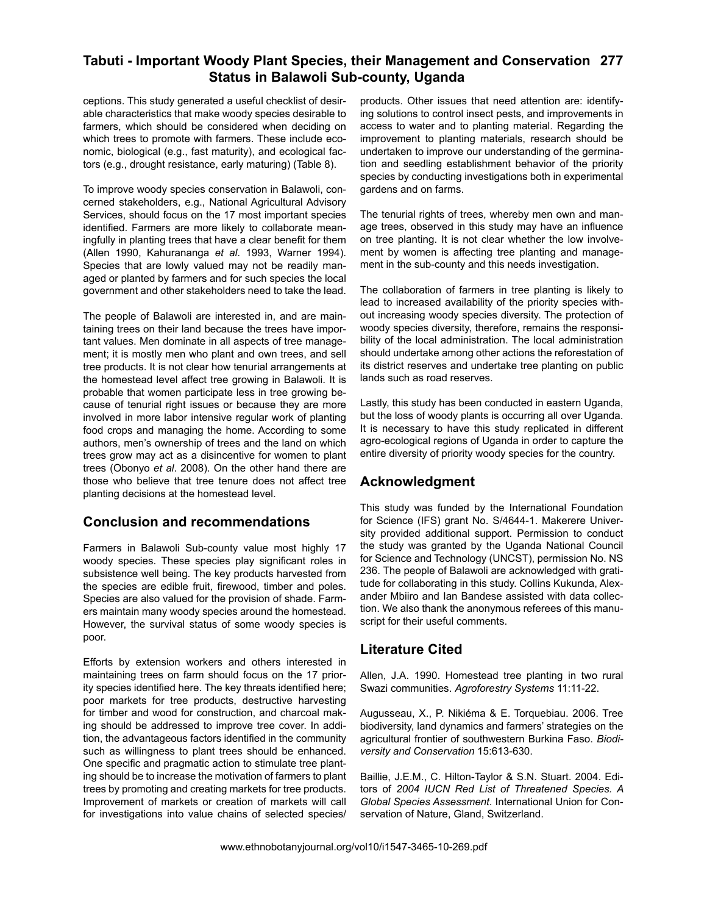ceptions. This study generated a useful checklist of desirable characteristics that make woody species desirable to farmers, which should be considered when deciding on which trees to promote with farmers. These include economic, biological (e.g., fast maturity), and ecological factors (e.g., drought resistance, early maturing) (Table 8).

To improve woody species conservation in Balawoli, concerned stakeholders, e.g., National Agricultural Advisory Services, should focus on the 17 most important species identified. Farmers are more likely to collaborate meaningfully in planting trees that have a clear benefit for them (Allen 1990, Kahurananga *et al*. 1993, Warner 1994). Species that are lowly valued may not be readily managed or planted by farmers and for such species the local government and other stakeholders need to take the lead.

The people of Balawoli are interested in, and are maintaining trees on their land because the trees have important values. Men dominate in all aspects of tree management; it is mostly men who plant and own trees, and sell tree products. It is not clear how tenurial arrangements at the homestead level affect tree growing in Balawoli. It is probable that women participate less in tree growing because of tenurial right issues or because they are more involved in more labor intensive regular work of planting food crops and managing the home. According to some authors, men's ownership of trees and the land on which trees grow may act as a disincentive for women to plant trees (Obonyo *et al*. 2008). On the other hand there are those who believe that tree tenure does not affect tree planting decisions at the homestead level.

## Conclusion and recommendations

Farmers in Balawoli Sub-county value most highly 17 woody species. These species play significant roles in subsistence well being. The key products harvested from the species are edible fruit, firewood, timber and poles. Species are also valued for the provision of shade. Farmers maintain many woody species around the homestead. However, the survival status of some woody species is poor.

Efforts by extension workers and others interested in maintaining trees on farm should focus on the 17 priority species identified here. The key threats identified here; poor markets for tree products, destructive harvesting for timber and wood for construction, and charcoal making should be addressed to improve tree cover. In addition, the advantageous factors identified in the community such as willingness to plant trees should be enhanced. One specific and pragmatic action to stimulate tree planting should be to increase the motivation of farmers to plant trees by promoting and creating markets for tree products. Improvement of markets or creation of markets will call for investigations into value chains of selected species/products. Other issues that need attention are: identifying solutions to control insect pests, and improvements in access to water and to planting material. Regarding the improvement to planting materials, research should be undertaken to improve our understanding of the germination and seedling establishment behavior of the priority species by conducting investigations both in experimental gardens and on farms.

The tenurial rights of trees, whereby men own and manage trees, observed in this study may have an influence on tree planting. It is not clear whether the low involvement by women is affecting tree planting and management in the sub-county and this needs investigation.

The collaboration of farmers in tree planting is likely to lead to increased availability of the priority species without increasing woody species diversity. The protection of woody species diversity, therefore, remains the responsibility of the local administration. The local administration should undertake among other actions the reforestation of its district reserves and undertake tree planting on public lands such as road reserves.

Lastly, this study has been conducted in eastern Uganda, but the loss of woody plants is occurring all over Uganda. It is necessary to have this study replicated in different agro-ecological regions of Uganda in order to capture the entire diversity of priority woody species for the country.

## Acknowledgment

This study was funded by the International Foundation for Science (IFS) grant No. S/4644-1. Makerere University provided additional support. Permission to conduct the study was granted by the Uganda National Council for Science and Technology (UNCST), permission No. NS 236. The people of Balawoli are acknowledged with gratitude for collaborating in this study. Collins Kukunda, Alexander Mbiiro and Ian Bandese assisted with data collection. We also thank the anonymous referees of this manuscript for their useful comments.

## Literature Cited

Allen, J.A. 1990. Homestead tree planting in two rural Swazi communities. *Agroforestry Systems* 11:11-22.

Augusseau, X., P. Nikiéma & E. Torquebiau. 2006. Tree biodiversity, land dynamics and farmers' strategies on the agricultural frontier of southwestern Burkina Faso. *Biodiversity and Conservation* 15:613-630.

Baillie, J.E.M., C. Hilton-Taylor & S.N. Stuart. 2004. Editors of *2004 IUCN Red List of Threatened Species. A Global Species Assessment*. International Union for Conservation of Nature, Gland, Switzerland.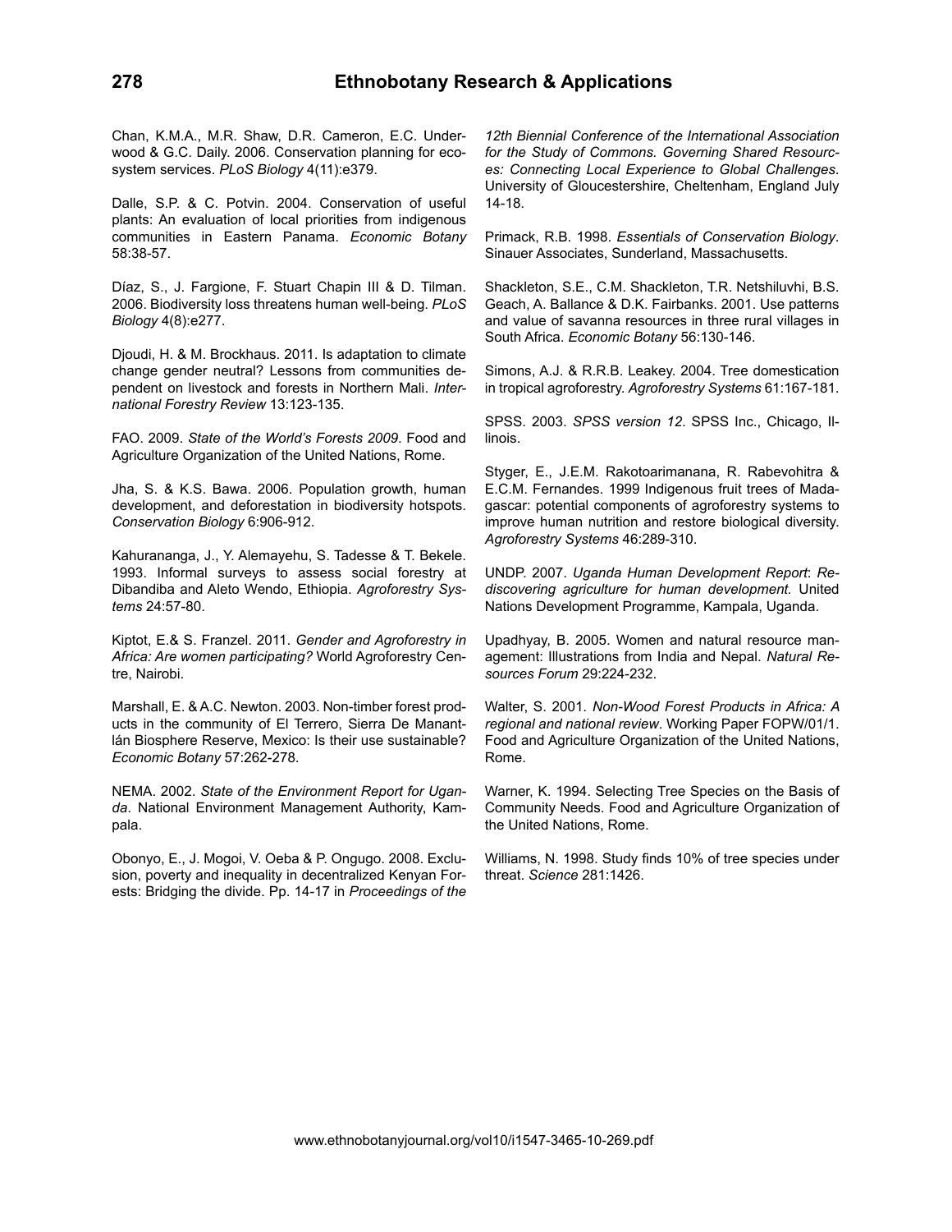Chan, K.M.A., M.R. Shaw, D.R. Cameron, E.C. Underwood & G.C. Daily. 2006. Conservation planning for ecosystem services. *PLoS Biology* 4(11):e379.

Dalle, S.P. & C. Potvin. 2004. Conservation of useful plants: An evaluation of local priorities from indigenous communities in Eastern Panama. *Economic Botany* 58:38-57.

Díaz, S., J. Fargione, F. Stuart Chapin III & D. Tilman. 2006. Biodiversity loss threatens human well-being. *PLoS Biology* 4(8):e277.

Djoudi, H. & M. Brockhaus. 2011. Is adaptation to climate change gender neutral? Lessons from communities dependent on livestock and forests in Northern Mali. *International Forestry Review* 13:123-135.

FAO. 2009. *State of the World's Forests 2009*. Food and Agriculture Organization of the United Nations, Rome.

Jha, S. & K.S. Bawa. 2006. Population growth, human development, and deforestation in biodiversity hotspots. *Conservation Biology* 6:906-912.

Kahurananga, J., Y. Alemayehu, S. Tadesse & T. Bekele. 1993. Informal surveys to assess social forestry at Dibandiba and Aleto Wendo, Ethiopia. *Agroforestry Systems* 24:57-80.

Kiptot, E.& S. Franzel. 2011. *Gender and Agroforestry in Africa: Are women participating?* World Agroforestry Centre, Nairobi.

Marshall, E. & A.C. Newton. 2003. Non-timber forest products in the community of El Terrero, Sierra De Manantlán Biosphere Reserve, Mexico: Is their use sustainable? *Economic Botany* 57:262-278.

NEMA. 2002. *State of the Environment Report for Uganda*. National Environment Management Authority, Kampala.

Obonyo, E., J. Mogoi, V. Oeba & P. Ongugo. 2008. Exclusion, poverty and inequality in decentralized Kenyan Forests: Bridging the divide. Pp. 14-17 in *Proceedings of the 12th Biennial Conference of the International Association for the Study of Commons. Governing Shared Resources: Connecting Local Experience to Global Challenges*. University of Gloucestershire, Cheltenham, England July 14-18.

Primack, R.B. 1998. *Essentials of Conservation Biology*. Sinauer Associates, Sunderland, Massachusetts.

Shackleton, S.E., C.M. Shackleton, T.R. Netshiluvhi, B.S. Geach, A. Ballance & D.K. Fairbanks. 2001. Use patterns and value of savanna resources in three rural villages in South Africa. *Economic Botany* 56:130-146.

Simons, A.J. & R.R.B. Leakey. 2004. Tree domestication in tropical agroforestry. *Agroforestry Systems* 61:167-181.

SPSS. 2003. *SPSS version 12*. SPSS Inc., Chicago, Illinois.

Styger, E., J.E.M. Rakotoarimanana, R. Rabevohitra & E.C.M. Fernandes. 1999 Indigenous fruit trees of Madagascar: potential components of agroforestry systems to improve human nutrition and restore biological diversity. *Agroforestry Systems* 46:289-310.

UNDP. 2007. *Uganda Human Development Report*: *Rediscovering agriculture for human development.* United Nations Development Programme, Kampala, Uganda.

Upadhyay, B. 2005. Women and natural resource management: Illustrations from India and Nepal. *Natural Resources Forum* 29:224-232.

Walter, S. 2001. *Non-Wood Forest Products in Africa: A regional and national review*. Working Paper FOPW/01/1. Food and Agriculture Organization of the United Nations, Rome.

Warner, K. 1994. Selecting Tree Species on the Basis of Community Needs. Food and Agriculture Organization of the United Nations, Rome.

Williams, N. 1998. Study finds 10% of tree species under threat. *Science* 281:1426.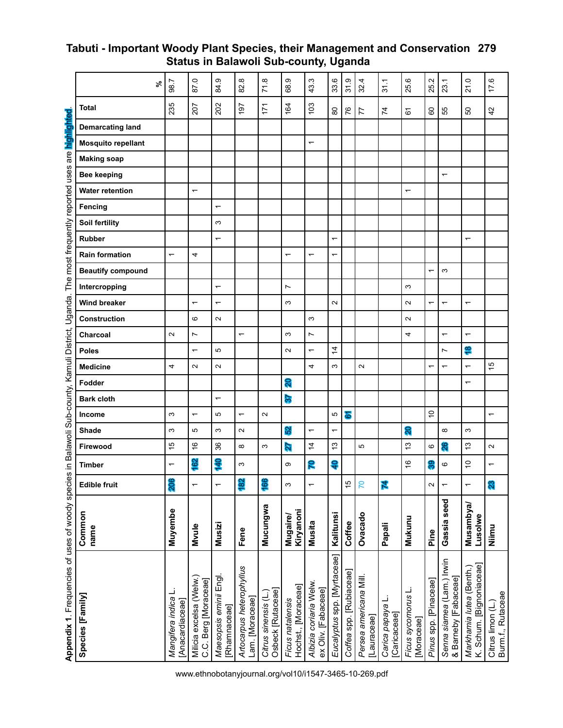**Appendix 1**. Frequencies of uses of woody species in Balawoli Sub-county, Kamuli District, Uganda. The most frequently reported uses are highlighted.

| Species [Family] | Common name | Edible fruit | Timber | Firewood | Shade | Income | Bark cloth | Fodder | Medicine | Poles | Charcoal | Construction | Wind breaker | Intercropping | Beautify compound | Rain formation | Rubber | Soil fertility | Fencing | Water retention | Bee keeping | Making soap | Mosquito repellant | Demarcating land | Total | % |
|---|---|---|---|---|---|---|---|---|---|---|---|---|---|---|---|---|---|---|---|---|---|---|---|---|---|---|
| *Mangifera indica* L. [Anacardiaceae] | Muyembe | **206** | 1 | 15 | 3 | 3 | | | 4 | | 2 | | | | | 1 | | | | | | | | | 235 | 98.7 |
| Milicia excelsa (Welw.) C.C. Berg [Moraceae] | Mvule | 1 | **162** | 16 | 5 | 1 | | | 2 | 1 | 7 | 6 | 1 | | | 4 | | | | 1 | | | | | 207 | 87.0 |
| *Maesopsis eminii* Engl. [Rhamnaceae] | Musizi | 1 | **140** | 36 | 3 | 5 | 1 | | 2 | 5 | | 2 | 1 | 1 | | | 1 | 3 | 1 | | | | | | 202 | 84.9 |
| *Artocarpus heterophyllus* Lam. [Moraceae] | Fene | **182** | 3 | 8 | 2 | 1 | | | | | 1 | | | | | | | | | | | | | | 197 | 82.8 |
| *Citrus sinensis* (L.) Osbeck [Rutaceae] | Mucungwa | **166** | | 3 | | 2 | | | | | | | | | | | | | | | | | | | 171 | 71.8 |
| *Ficus natalensis* Hochst., [Moraceae] | Mugaire/ Kiryanoni | 3 | 9 | **27** | **52** | | **37** | **20** | | 2 | 3 | | 3 | 7 | | 1 | | | | | | | | | 164 | 68.9 |
| *Albizia coriaria* Welw. ex Oliv. [Fabaceae] | Musita | 1 | **70** | 14 | 1 | | | | 4 | 1 | 7 | 3 | | | | 1 | | | | | | | 1 | | 103 | 43.3 |
| *Eucalyptus* spp. [Myrtaceae] | Kalitunsi | | **40** | 13 | 1 | 5 | | | 3 | 14 | | | 2 | | | 1 | 1 | | | | | | | | 80 | 33.6 |
| *Coffea* spp. [Rubiaceae] | Coffee | 15 | | | | **61** | | | | | | | | | | | | | | | | | | | 76 | 31.9 |
| *Persea americana* Mill. [Lauraceae] | Ovacado | 70 | | 5 | | | | | 2 | | | | | | | | | | | | | | | | 77 | 32.4 |
| *Carica papaya* L. [Caricaceae] | Papali | **74** | | | | | | | | | | | | | | | | | | | | | | | 74 | 31.1 |
| *Ficus sycomorus* L. [Moraceae] | Mukunu | | 16 | 13 | **20** | | | | | | 4 | 2 | 2 | 3 | | | | | | 1 | | | | | 61 | 25.6 |
| *Pinus* spp. [Pinaceae] | Pine | 2 | **39** | 6 | | 10 | | | 1 | | | | 1 | | 1 | | | | | | | | | | 60 | 25.2 |
| *Senna siamea* (Lam.) Irwin & Barneby [Fabaceae] | Gassia seed | 1 | 6 | **26** | 8 | | | | 1 | 7 | 1 | | 1 | | 3 | | | | | | 1 | | | | 55 | 23.1 |
| *Markhamia lutea* (Benth.) K. Schum. [Bignoniaceae] | Musambya/ Lusolwe | 1 | 10 | 13 | 3 | | | 1 | 1 | **18** | 1 | | 1 | | | | 1 | | | | | | | | 50 | 21.0 |
| Citrus limon (L.) Burm.f., Rutaceae | Niimu | **23** | 1 | 2 | | 1 | | | 15 | | | | | | | | | | | | | | | | 42 | 17.6 |

www.ethnobotanyjournal.org/vol10/i1547-3465-10-269.pdf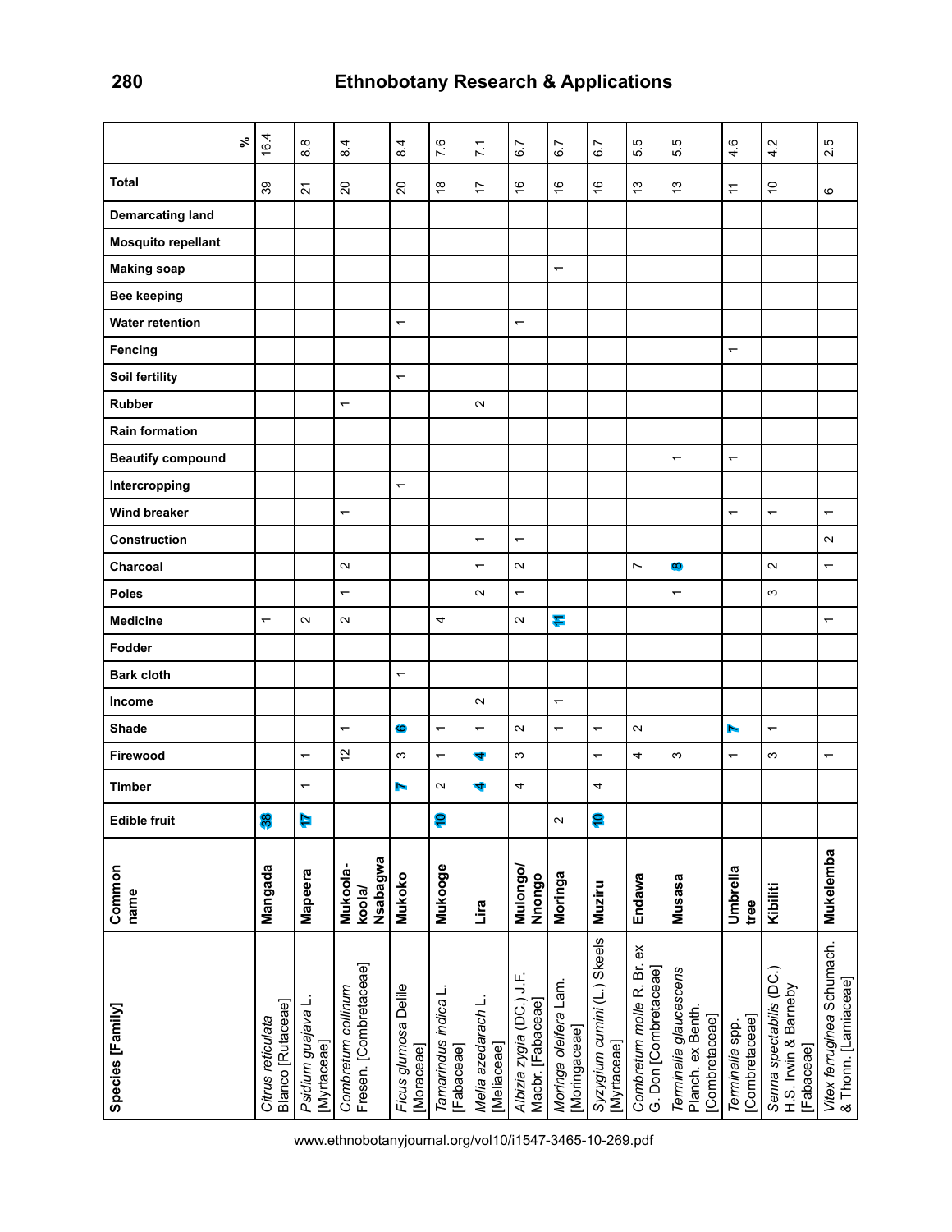| Species [Family] | Common name | Edible fruit | Timber | Firewood | Shade | Income | Bark cloth | Fodder | Medicine | Poles | Charcoal | Construction | Wind breaker | Intercropping | Beautify compound | Rain formation | Rubber | Soil fertility | Fencing | Water retention | Bee keeping | Making soap | Mosquito repellant | Demarcating land | Total | % |
|---|---|---|---|---|---|---|---|---|---|---|---|---|---|---|---|---|---|---|---|---|---|---|---|---|---|---|
| *Citrus reticulata* Blanco [Rutaceae] | Mangada | 38 | | | | | | | 1 | | | | | | | | | | | | | | | | 39 | 16.4 |
| *Psidium guajava* L. [Myrtaceae] | Mapeera | 17 | 1 | 1 | | | | | 2 | | | | | | | | | | | | | | | | 21 | 8.8 |
| *Combretum collinum* Fresen. [Combretaceae] | Mukoola-koola/ Nsabagwa | | | 12 | 1 | | | | 2 | 1 | 2 | | 1 | | | | 1 | | | | | | | | 20 | 8.4 |
| *Ficus glumosa* Delile [Moraceae] | Mukoko | | 7 | 3 | 6 | | 1 | | | | | | | 1 | | | | 1 | | 1 | | | | | 20 | 8.4 |
| *Tamarindus indica* L. [Fabaceae] | Mukooge | 10 | 2 | 1 | 1 | | | | 4 | | | | | | | | | | | | | | | | 18 | 7.6 |
| *Melia azedarach* L. [Meliaceae] | Lira | | 4 | 4 | 1 | 2 | | | | 2 | 1 | 1 | | | | | 2 | | | | | | | | 17 | 7.1 |
| *Albizia zygia* (DC.) J.F. Macbr. [Fabaceae] | Mulongo/ Nnongo | | 4 | 3 | 2 | | | | 2 | 1 | 2 | 1 | | | | | | | | 1 | | | | | 16 | 6.7 |
| *Moringa oleifera* Lam. [Moringaceae] | Moringa | 2 | | | 1 | 1 | | | 11 | | | | | | | | | | | | | 1 | | | 16 | 6.7 |
| *Syzygium cumini* (L.) Skeels [Myrtaceae] | Muziru | 10 | 4 | 1 | 1 | | | | | | | | | | | | | | | | | | | | 16 | 6.7 |
| *Combretum molle* R. Br. ex G. Don [Combretaceae] | Endawa | | | 4 | 2 | | | | | | 7 | | | | | | | | | | | | | | 13 | 5.5 |
| *Terminalia glaucescens* Planch. ex Benth. [Combretaceae] | Musasa | | | 3 | | | | | | 1 | 8 | | | | 1 | | | | | | | | | | 13 | 5.5 |
| *Terminalia* spp. [Combretaceae] | Umbrella tree | | | 1 | 7 | | | | | | | | 1 | | 1 | | | | 1 | | | | | | 11 | 4.6 |
| *Senna spectabilis* (DC.) H.S. Irwin & Barneby [Fabaceae] | Kibiliti | | | 3 | 1 | | | | | 3 | 2 | | 1 | | | | | | | | | | | | 10 | 4.2 |
| *Vitex ferruginea* Schumach. & Thonn. [Lamiaceae] | Mukelemba | | | 1 | | | | | 1 | | 1 | 2 | 1 | | | | | | | | | | | | 6 | 2.5 |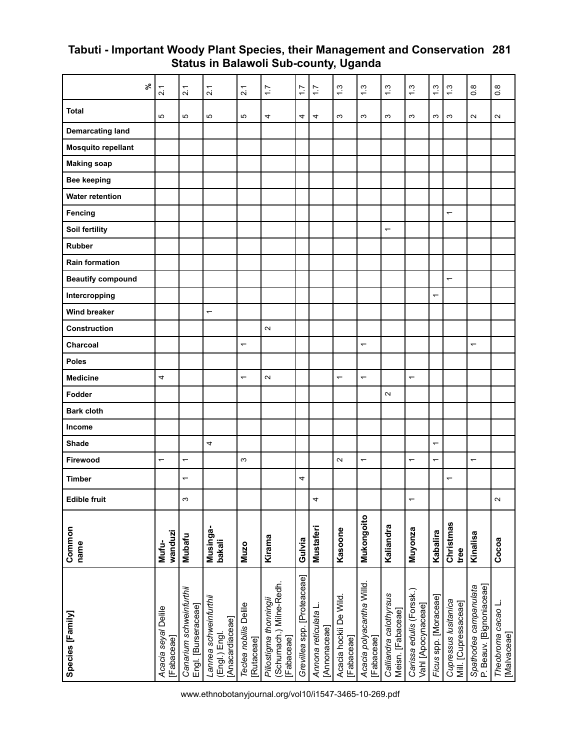| Species [Family] | Common name | Edible fruit | Timber | Firewood | Shade | Income | Bark cloth | Fodder | Medicine | Poles | Charcoal | Construction | Wind breaker | Intercropping | Beautify compound | Rain formation | Rubber | Soil fertility | Fencing | Water retention | Bee keeping | Making soap | Mosquito repellant | Demarcating land | Total | % |
|---|---|---|---|---|---|---|---|---|---|---|---|---|---|---|---|---|---|---|---|---|---|---|---|---|---|---|
| *Acacia seyal* Delile [Fabaceae] | **Mufu-wanduzi** | | | 1 | | | | | 4 | | | | | | | | | | | | | | | | 5 | 2.1 |
| *Canarium schweinfurthii* Engl. [Burseraceae] | **Mubafu** | 3 | 1 | 1 | | | | | | | | | | | | | | | | | | | | | 5 | 2.1 |
| *Lannea schweinfurthii* (Engl.) Engl. [Anacardiaceae] | **Musinga-bakali** | | | | 4 | | | | | | | | 1 | | | | | | | | | | | | 5 | 2.1 |
| *Teclea nobilis* Delile [Rutaceae] | **Muzo** | | | 3 | | | | | 1 | | 1 | | | | | | | | | | | | | | 5 | 2.1 |
| *Piliostigma thonningii* (Schumach.) Milne-Redh. [Fabaceae] | **Kirama** | | | | | | | | 2 | | | 2 | | | | | | | | | | | | | 4 | 1.7 |
| *Grevillea* spp. [Proteaceae] | **Gulvia** | | 4 | | | | | | | | | | | | | | | | | | | | | | 4 | 1.7 |
| *Annona reticulata* L. [Annonaceae] | **Mustaferi** | 4 | | | | | | | | | | | | | | | | | | | | | | | 4 | 1.7 |
| *Acacia hockii* De Wild. [Fabaceae] | **Kasoone** | | | 2 | | | | | 1 | | | | | | | | | | | | | | | | 3 | 1.3 |
| *Acacia polyacantha* Willd. [Fabaceae] | **Mukongoito** | | | 1 | | | | | 1 | | 1 | | | | | | | | | | | | | | 3 | 1.3 |
| *Calliandra calothyrsus* Meisn. [Fabaceae] | **Kaliandra** | | | | | | | 2 | | | | | | | | | | 1 | | | | | | | 3 | 1.3 |
| *Carissa edulis* (Forssk.) Vahl [Apocynaceae] | **Muyonza** | 1 | | 1 | | | | | 1 | | | | | | | | | | | | | | | | 3 | 1.3 |
| *Ficus* spp. [Moraceae] | **Kabalira** | | | 1 | 1 | | | | | | | | | 1 | | | | | | | | | | | 3 | 1.3 |
| *Cupressus lusitanica* Mill. [Cupressaceae] | **Christmas tree** | | 1 | | | | | | | | | | | | 1 | | | | 1 | | | | | | 3 | 1.3 |
| *Spathodea campanulata* P. Beauv. [Bignoniaceae] | **Kinalisa** | | | 1 | | | | | | | 1 | | | | | | | | | | | | | | 2 | 0.8 |
| *Theobroma cacao* L. [Malvaceae] | **Cocoa** | 2 | | | | | | | | | | | | | | | | | | | | | | | 2 | 0.8 |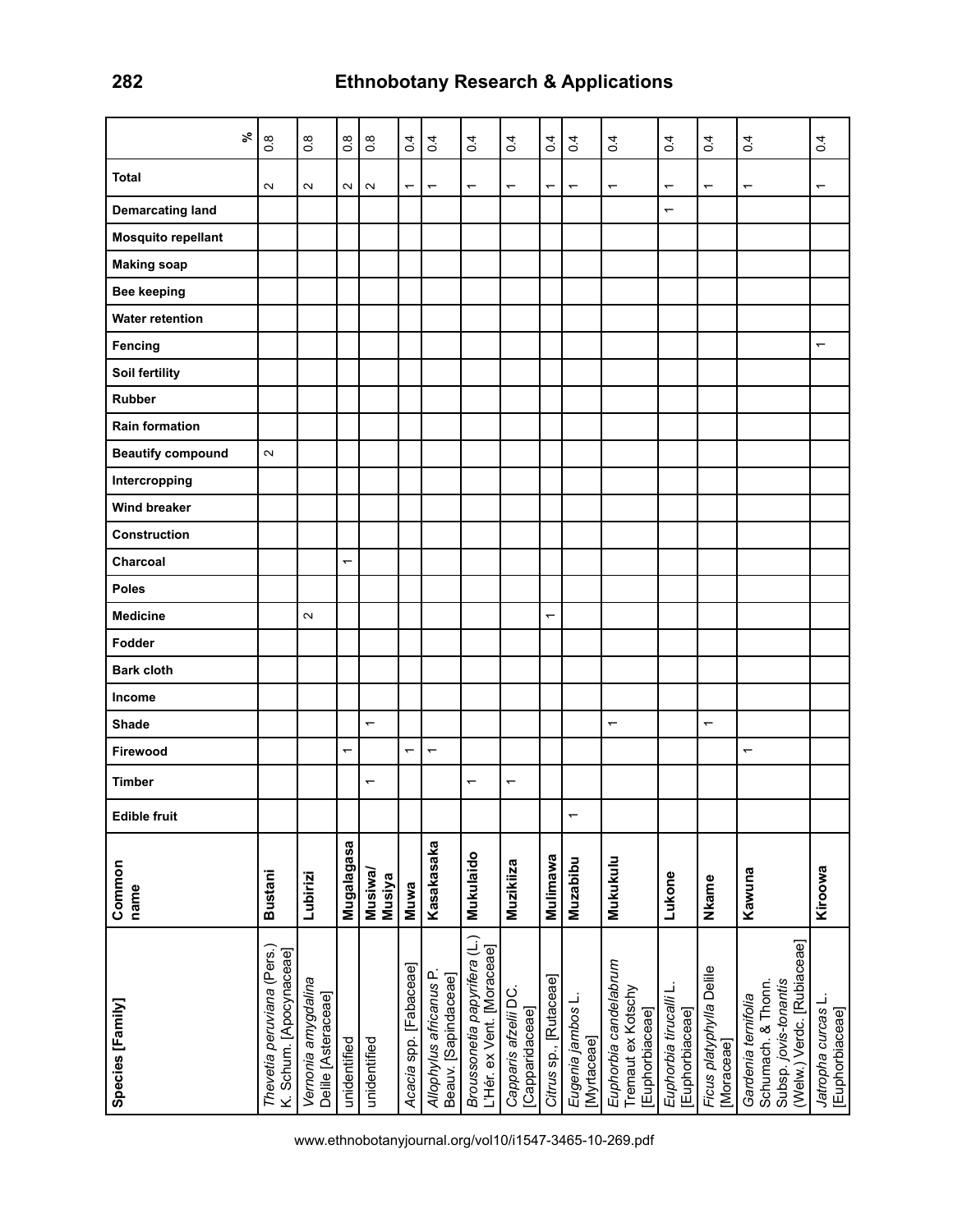| Species [Family] | Common name | Edible fruit | Timber | Firewood | Shade | Income | Bark cloth | Fodder | Medicine | Poles | Charcoal | Construction | Wind breaker | Intercropping | Beautify compound | Rain formation | Rubber | Soil fertility | Fencing | Water retention | Bee keeping | Making soap | Mosquito repellant | Demarcating land | Total | % |
|---|---|---|---|---|---|---|---|---|---|---|---|---|---|---|---|---|---|---|---|---|---|---|---|---|---|---|
| *Thevetia peruviana* (Pers.) K. Schum. [Apocynaceae] | **Bustani** | | | | | | | | | | | | | | 2 | | | | | | | | | | 2 | 0.8 |
| *Vernonia amygdalina* Delile [Asteraceae] | **Lubirizi** | | | | | | | | 2 | | | | | | | | | | | | | | | | 2 | 0.8 |
| unidentified | **Mugalagasa** | | | 1 | | | | | | | 1 | | | | | | | | | | | | | | 2 | 0.8 |
| unidentified | **Musiwa/ Musiya** | | 1 | | 1 | | | | | | | | | | | | | | | | | | | | 2 | 0.8 |
| *Acacia* spp. [Fabaceae] | **Muwa** | | | 1 | | | | | | | | | | | | | | | | | | | | | 1 | 0.4 |
| *Allophylus africanus* P. Beauv. [Sapindaceae] | **Kasakasaka** | | | 1 | | | | | | | | | | | | | | | | | | | | | 1 | 0.4 |
| *Broussonetia papyrifera* (L.) L'Hér. ex Vent. [Moraceae] | **Mukulaido** | | 1 | | | | | | | | | | | | | | | | | | | | | | 1 | 0.4 |
| *Capparis afzelii* DC. [Capparidaceae] | **Muzikiiza** | | 1 | | | | | | | | | | | | | | | | | | | | | | 1 | 0.4 |
| *Citrus* sp.. [Rutaceae] | **Mulimawa** | | | | | | | | 1 | | | | | | | | | | | | | | | | 1 | 0.4 |
| *Eugenia jambos* L. [Myrtaceae] | **Muzabibu** | 1 | | | | | | | | | | | | | | | | | | | | | | | 1 | 0.4 |
| *Euphorbia candelabrum* Tremaut ex Kotschy [Euphorbiaceae] | **Mukukulu** | | | | 1 | | | | | | | | | | | | | | | | | | | | 1 | 0.4 |
| *Euphorbia tirucalli* L. [Euphorbiaceae] | **Lukone** | | | | | | | | | | | | | | | | | | | | | | | 1 | 1 | 0.4 |
| *Ficus platyphylla* Delile [Moraceae] | **Nkame** | | | | 1 | | | | | | | | | | | | | | | | | | | | 1 | 0.4 |
| *Gardenia ternifolia* Schumach. & Thonn. Subsp. *jovis-tonantis* (Welw.) Verdc. [Rubiaceae] | **Kawuna** | | | 1 | | | | | | | | | | | | | | | | | | | | | 1 | 0.4 |
| *Jatropha curcas* L. [Euphorbiaceae] | **Kiroowa** | | | | | | | | | | | | | | | | | | 1 | | | | | | 1 | 0.4 |

www.ethnobotanyjournal.org/vol10/i1547-3465-10-269.pdf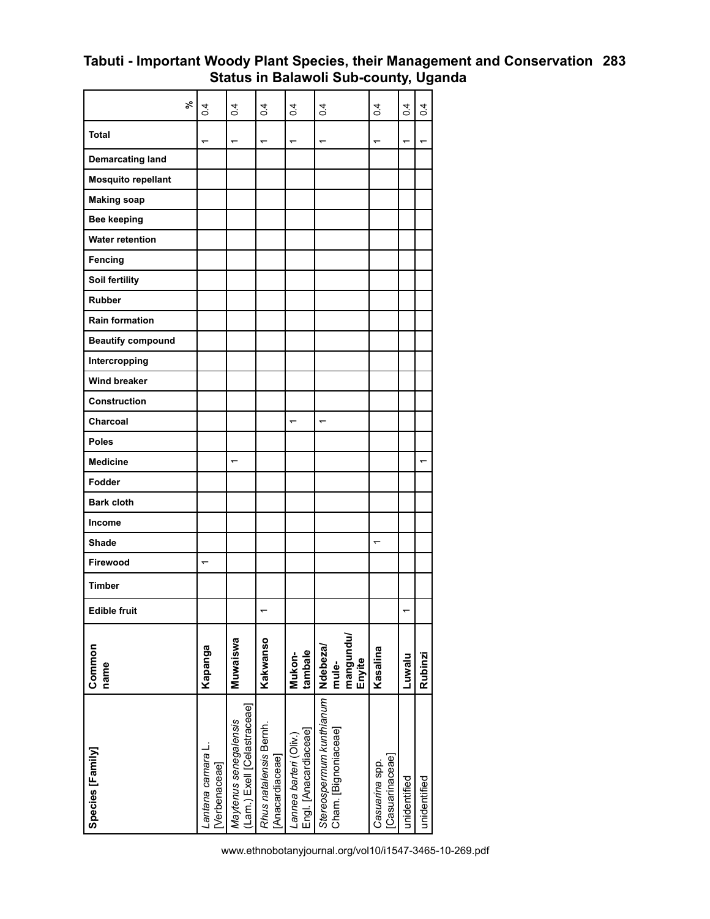| Species [Family] | Common name | Edible fruit | Timber | Firewood | Shade | Income | Bark cloth | Fodder | Medicine | Poles | Charcoal | Construction | Wind breaker | Intercropping | Beautify compound | Rain formation | Rubber | Soil fertility | Fencing | Water retention | Bee keeping | Making soap | Mosquito repellant | Demarcating land | Total | % |
|---|---|---|---|---|---|---|---|---|---|---|---|---|---|---|---|---|---|---|---|---|---|---|---|---|---|---|
| *Lantana camara* L. [Verbenaceae] | **Kapanga** | | | 1 | | | | | | | | | | | | | | | | | | | | | 1 | 0.4 |
| *Maytenus senegalensis* (Lam.) Exell [Celastraceae] | **Muwaiswa** | | | | | | | | 1 | | | | | | | | | | | | | | | | 1 | 0.4 |
| *Rhus natalensis* Bernh. [Anacardiaceae] | **Kakwanso** | 1 | | | | | | | | | | | | | | | | | | | | | | | 1 | 0.4 |
| *Lannea barteri* (Oliv.) Engl. [Anacardiaceae] | **Mukon-tambale** | | | | | | | | | | 1 | | | | | | | | | | | | | | 1 | 0.4 |
| *Stereospermum kunthianum* Cham. [Bignoniaceae] | **Ndebeza/ mule-mangundu/ Enyite** | | | | | | | | | | 1 | | | | | | | | | | | | | | 1 | 0.4 |
| *Casuarina* spp. [Casuarinaceae] | **Kasalina** | | | | 1 | | | | | | | | | | | | | | | | | | | | 1 | 0.4 |
| unidentified | **Luwalu** | 1 | | | | | | | | | | | | | | | | | | | | | | | 1 | 0.4 |
| unidentified | **Rubinzi** | | | | | | | | 1 | | | | | | | | | | | | | | | | 1 | 0.4 |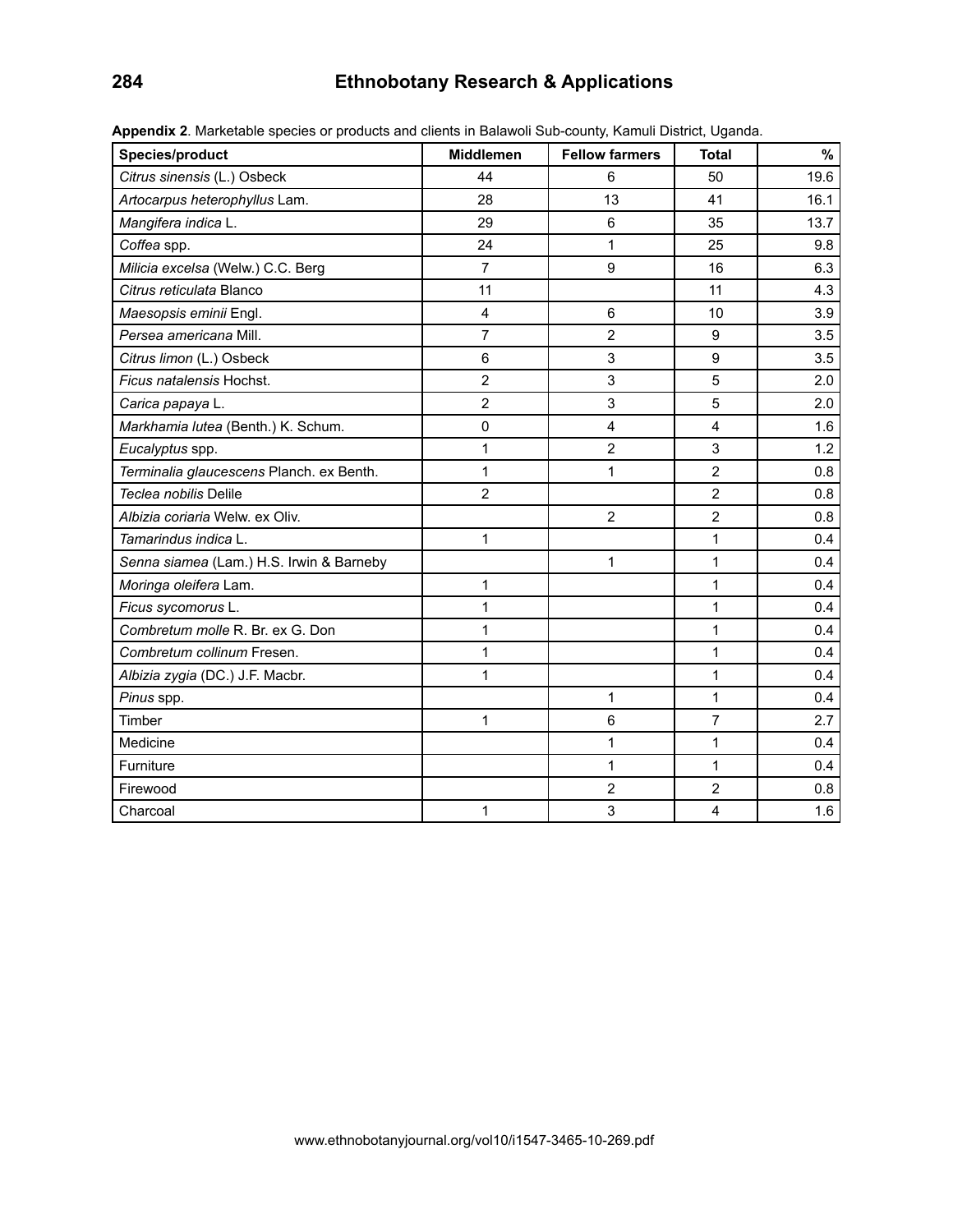**Appendix 2**. Marketable species or products and clients in Balawoli Sub-county, Kamuli District, Uganda.

| Species/product | Middlemen | Fellow farmers | Total | % |
|---|---|---|---|---|
| *Citrus sinensis* (L.) Osbeck | 44 | 6 | 50 | 19.6 |
| *Artocarpus heterophyllus* Lam. | 28 | 13 | 41 | 16.1 |
| *Mangifera indica* L. | 29 | 6 | 35 | 13.7 |
| *Coffea* spp. | 24 | 1 | 25 | 9.8 |
| *Milicia excelsa* (Welw.) C.C. Berg | 7 | 9 | 16 | 6.3 |
| *Citrus reticulata* Blanco | 11 | | 11 | 4.3 |
| *Maesopsis eminii* Engl. | 4 | 6 | 10 | 3.9 |
| *Persea americana* Mill. | 7 | 2 | 9 | 3.5 |
| *Citrus limon* (L.) Osbeck | 6 | 3 | 9 | 3.5 |
| *Ficus natalensis* Hochst. | 2 | 3 | 5 | 2.0 |
| *Carica papaya* L. | 2 | 3 | 5 | 2.0 |
| *Markhamia lutea* (Benth.) K. Schum. | 0 | 4 | 4 | 1.6 |
| *Eucalyptus* spp. | 1 | 2 | 3 | 1.2 |
| *Terminalia glaucescens* Planch. ex Benth. | 1 | 1 | 2 | 0.8 |
| *Teclea nobilis* Delile | 2 | | 2 | 0.8 |
| *Albizia coriaria* Welw. ex Oliv. | | 2 | 2 | 0.8 |
| *Tamarindus indica* L. | 1 | | 1 | 0.4 |
| *Senna siamea* (Lam.) H.S. Irwin & Barneby | | 1 | 1 | 0.4 |
| *Moringa oleifera* Lam. | 1 | | 1 | 0.4 |
| *Ficus sycomorus* L. | 1 | | 1 | 0.4 |
| *Combretum molle* R. Br. ex G. Don | 1 | | 1 | 0.4 |
| *Combretum collinum* Fresen. | 1 | | 1 | 0.4 |
| *Albizia zygia* (DC.) J.F. Macbr. | 1 | | 1 | 0.4 |
| *Pinus* spp. | | 1 | 1 | 0.4 |
| Timber | 1 | 6 | 7 | 2.7 |
| Medicine | | 1 | 1 | 0.4 |
| Furniture | | 1 | 1 | 0.4 |
| Firewood | | 2 | 2 | 0.8 |
| Charcoal | 1 | 3 | 4 | 1.6 |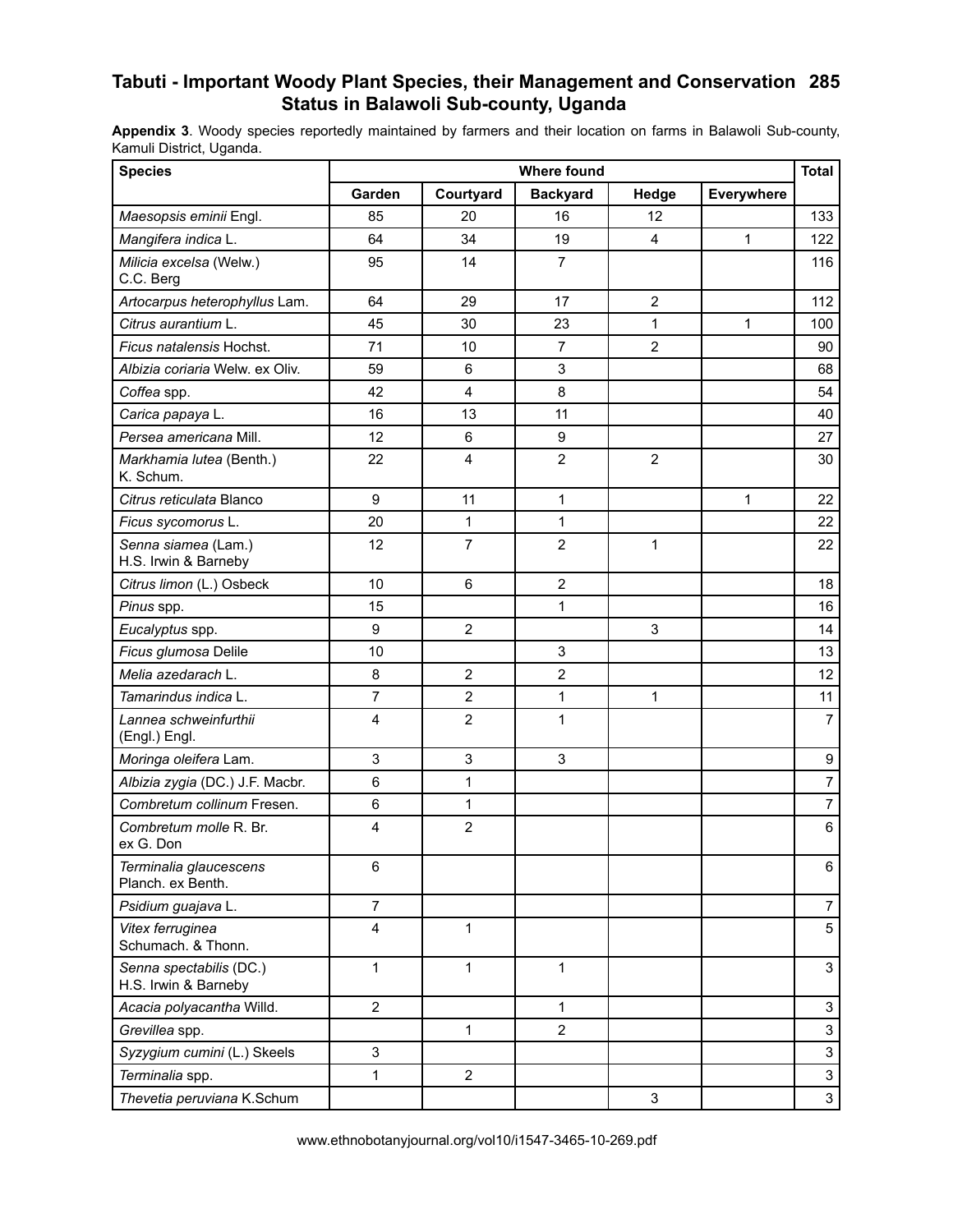**Appendix 3**. Woody species reportedly maintained by farmers and their location on farms in Balawoli Sub-county, Kamuli District, Uganda.

| Species | Where found | | | | | Total |
|---|---|---|---|---|---|---|
| | Garden | Courtyard | Backyard | Hedge | Everywhere | |
| *Maesopsis eminii* Engl. | 85 | 20 | 16 | 12 | | 133 |
| *Mangifera indica* L. | 64 | 34 | 19 | 4 | 1 | 122 |
| *Milicia excelsa* (Welw.) C.C. Berg | 95 | 14 | 7 | | | 116 |
| *Artocarpus heterophyllus* Lam. | 64 | 29 | 17 | 2 | | 112 |
| *Citrus aurantium* L. | 45 | 30 | 23 | 1 | 1 | 100 |
| *Ficus natalensis* Hochst. | 71 | 10 | 7 | 2 | | 90 |
| *Albizia coriaria* Welw. ex Oliv. | 59 | 6 | 3 | | | 68 |
| *Coffea* spp. | 42 | 4 | 8 | | | 54 |
| *Carica papaya* L. | 16 | 13 | 11 | | | 40 |
| *Persea americana* Mill. | 12 | 6 | 9 | | | 27 |
| *Markhamia lutea* (Benth.) K. Schum. | 22 | 4 | 2 | 2 | | 30 |
| *Citrus reticulata* Blanco | 9 | 11 | 1 | | 1 | 22 |
| *Ficus sycomorus* L. | 20 | 1 | 1 | | | 22 |
| *Senna siamea* (Lam.) H.S. Irwin & Barneby | 12 | 7 | 2 | 1 | | 22 |
| *Citrus limon* (L.) Osbeck | 10 | 6 | 2 | | | 18 |
| *Pinus* spp. | 15 | | 1 | | | 16 |
| *Eucalyptus* spp. | 9 | 2 | | 3 | | 14 |
| *Ficus glumosa* Delile | 10 | | 3 | | | 13 |
| *Melia azedarach* L. | 8 | 2 | 2 | | | 12 |
| *Tamarindus indica* L. | 7 | 2 | 1 | 1 | | 11 |
| *Lannea schweinfurthii* (Engl.) Engl. | 4 | 2 | 1 | | | 7 |
| *Moringa oleifera* Lam. | 3 | 3 | 3 | | | 9 |
| *Albizia zygia* (DC.) J.F. Macbr. | 6 | 1 | | | | 7 |
| *Combretum collinum* Fresen. | 6 | 1 | | | | 7 |
| *Combretum molle* R. Br. ex G. Don | 4 | 2 | | | | 6 |
| *Terminalia glaucescens* Planch. ex Benth. | 6 | | | | | 6 |
| *Psidium guajava* L. | 7 | | | | | 7 |
| *Vitex ferruginea* Schumach. & Thonn. | 4 | 1 | | | | 5 |
| *Senna spectabilis* (DC.) H.S. Irwin & Barneby | 1 | 1 | 1 | | | 3 |
| *Acacia polyacantha* Willd. | 2 | | 1 | | | 3 |
| *Grevillea* spp. | | 1 | 2 | | | 3 |
| *Syzygium cumini* (L.) Skeels | 3 | | | | | 3 |
| *Terminalia* spp. | 1 | 2 | | | | 3 |
| *Thevetia peruviana* K.Schum | | | | 3 | | 3 |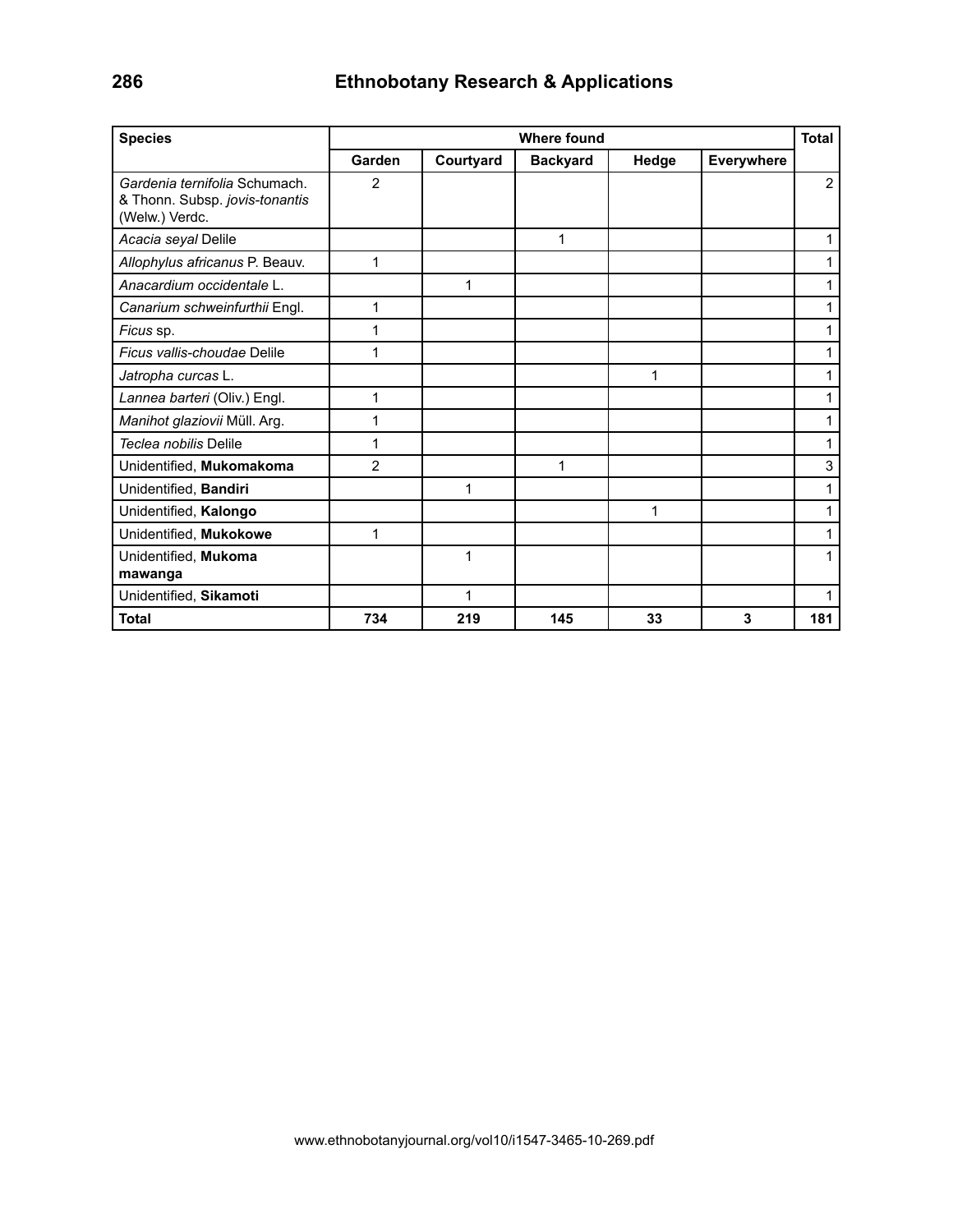| Species | Where found | | | | | Total |
|---|---|---|---|---|---|---|
| | Garden | Courtyard | Backyard | Hedge | Everywhere | |
| *Gardenia ternifolia* Schumach. & Thonn. Subsp. *jovis-tonantis* (Welw.) Verdc. | 2 | | | | | 2 |
| *Acacia seyal* Delile | | | 1 | | | 1 |
| *Allophylus africanus* P. Beauv. | 1 | | | | | 1 |
| *Anacardium occidentale* L. | | 1 | | | | 1 |
| *Canarium schweinfurthii* Engl. | 1 | | | | | 1 |
| *Ficus* sp. | 1 | | | | | 1 |
| *Ficus vallis-choudae* Delile | 1 | | | | | 1 |
| *Jatropha curcas* L. | | | | 1 | | 1 |
| *Lannea barteri* (Oliv.) Engl. | 1 | | | | | 1 |
| *Manihot glaziovii* Müll. Arg. | 1 | | | | | 1 |
| *Teclea nobilis* Delile | 1 | | | | | 1 |
| Unidentified, **Mukomakoma** | 2 | | 1 | | | 3 |
| Unidentified, **Bandiri** | | 1 | | | | 1 |
| Unidentified, **Kalongo** | | | | 1 | | 1 |
| Unidentified, **Mukokowe** | 1 | | | | | 1 |
| Unidentified, **Mukoma mawanga** | | 1 | | | | 1 |
| Unidentified, **Sikamoti** | | 1 | | | | 1 |
| **Total** | **734** | **219** | **145** | **33** | **3** | **181** |